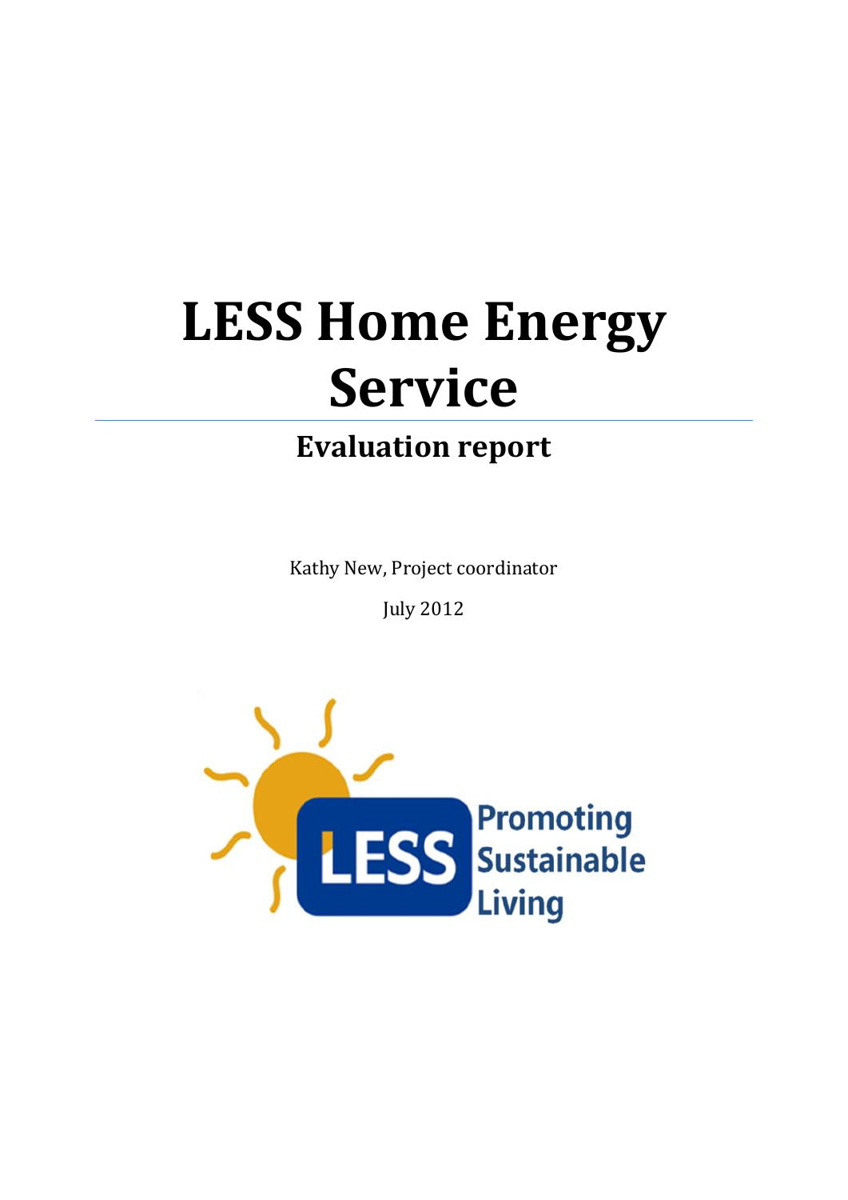# LESS Home Energy Service

## Evaluation report

Kathy New, Project coordinator

July 2012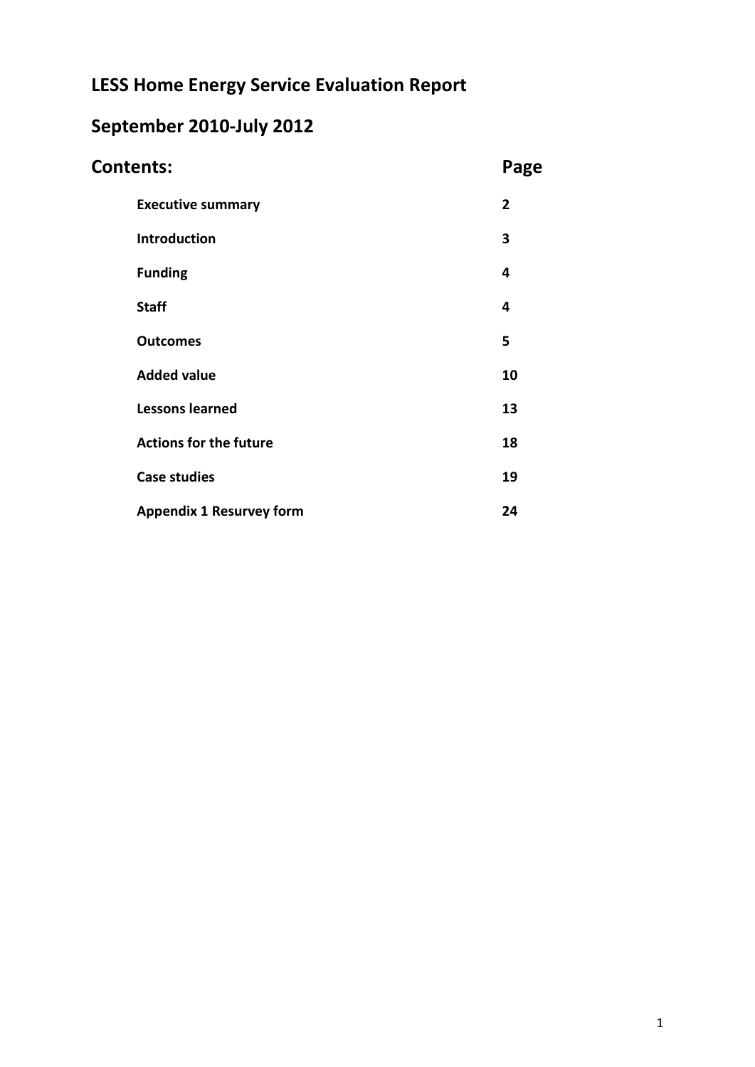# LESS Home Energy Service Evaluation Report

## September 2010-July 2012

| Contents: | Page |
|---|---|
| **Executive summary** | **2** |
| **Introduction** | **3** |
| **Funding** | **4** |
| **Staff** | **4** |
| **Outcomes** | **5** |
| **Added value** | **10** |
| **Lessons learned** | **13** |
| **Actions for the future** | **18** |
| **Case studies** | **19** |
| **Appendix 1 Resurvey form** | **24** |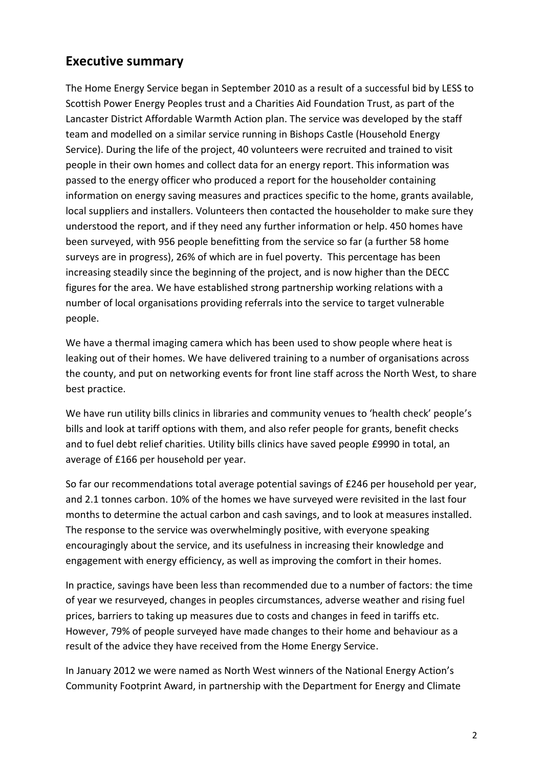## Executive summary

The Home Energy Service began in September 2010 as a result of a successful bid by LESS to Scottish Power Energy Peoples trust and a Charities Aid Foundation Trust, as part of the Lancaster District Affordable Warmth Action plan. The service was developed by the staff team and modelled on a similar service running in Bishops Castle (Household Energy Service). During the life of the project, 40 volunteers were recruited and trained to visit people in their own homes and collect data for an energy report. This information was passed to the energy officer who produced a report for the householder containing information on energy saving measures and practices specific to the home, grants available, local suppliers and installers. Volunteers then contacted the householder to make sure they understood the report, and if they need any further information or help. 450 homes have been surveyed, with 956 people benefitting from the service so far (a further 58 home surveys are in progress), 26% of which are in fuel poverty. This percentage has been increasing steadily since the beginning of the project, and is now higher than the DECC figures for the area. We have established strong partnership working relations with a number of local organisations providing referrals into the service to target vulnerable people.

We have a thermal imaging camera which has been used to show people where heat is leaking out of their homes. We have delivered training to a number of organisations across the county, and put on networking events for front line staff across the North West, to share best practice.

We have run utility bills clinics in libraries and community venues to 'health check' people's bills and look at tariff options with them, and also refer people for grants, benefit checks and to fuel debt relief charities. Utility bills clinics have saved people £9990 in total, an average of £166 per household per year.

So far our recommendations total average potential savings of £246 per household per year, and 2.1 tonnes carbon. 10% of the homes we have surveyed were revisited in the last four months to determine the actual carbon and cash savings, and to look at measures installed. The response to the service was overwhelmingly positive, with everyone speaking encouragingly about the service, and its usefulness in increasing their knowledge and engagement with energy efficiency, as well as improving the comfort in their homes.

In practice, savings have been less than recommended due to a number of factors: the time of year we resurveyed, changes in peoples circumstances, adverse weather and rising fuel prices, barriers to taking up measures due to costs and changes in feed in tariffs etc. However, 79% of people surveyed have made changes to their home and behaviour as a result of the advice they have received from the Home Energy Service.

In January 2012 we were named as North West winners of the National Energy Action's Community Footprint Award, in partnership with the Department for Energy and Climate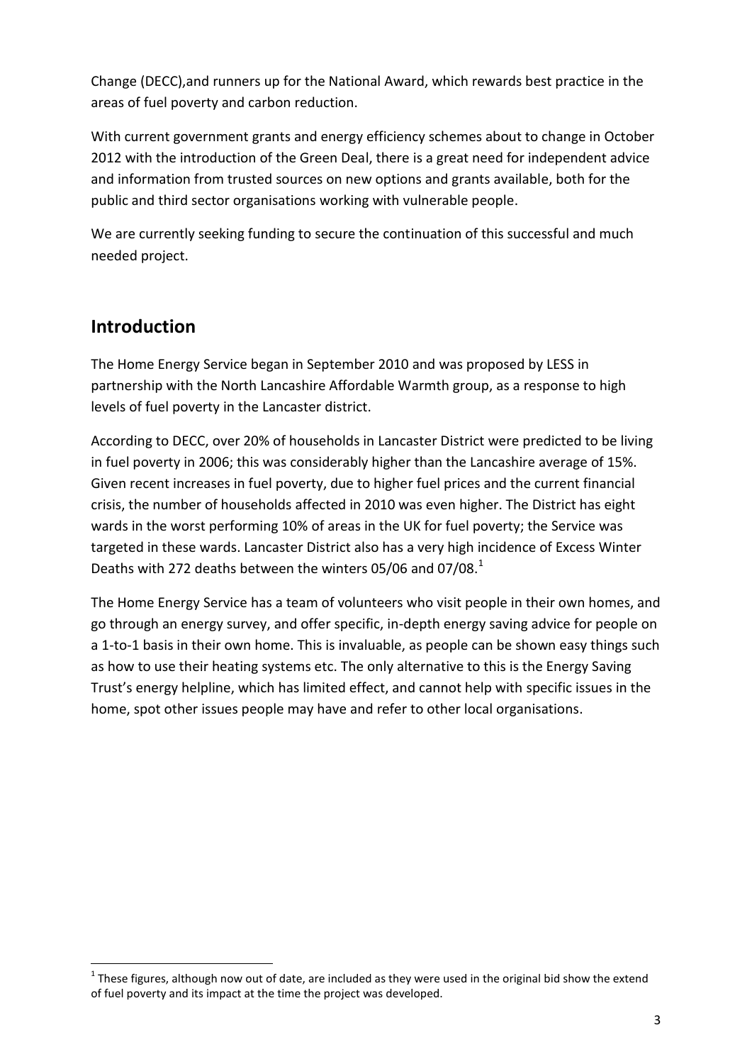Change (DECC),and runners up for the National Award, which rewards best practice in the areas of fuel poverty and carbon reduction.

With current government grants and energy efficiency schemes about to change in October 2012 with the introduction of the Green Deal, there is a great need for independent advice and information from trusted sources on new options and grants available, both for the public and third sector organisations working with vulnerable people.

We are currently seeking funding to secure the continuation of this successful and much needed project.

## Introduction

The Home Energy Service began in September 2010 and was proposed by LESS in partnership with the North Lancashire Affordable Warmth group, as a response to high levels of fuel poverty in the Lancaster district.

According to DECC, over 20% of households in Lancaster District were predicted to be living in fuel poverty in 2006; this was considerably higher than the Lancashire average of 15%. Given recent increases in fuel poverty, due to higher fuel prices and the current financial crisis, the number of households affected in 2010 was even higher. The District has eight wards in the worst performing 10% of areas in the UK for fuel poverty; the Service was targeted in these wards. Lancaster District also has a very high incidence of Excess Winter Deaths with 272 deaths between the winters 05/06 and 07/08.[1]

The Home Energy Service has a team of volunteers who visit people in their own homes, and go through an energy survey, and offer specific, in-depth energy saving advice for people on a 1-to-1 basis in their own home. This is invaluable, as people can be shown easy things such as how to use their heating systems etc. The only alternative to this is the Energy Saving Trust's energy helpline, which has limited effect, and cannot help with specific issues in the home, spot other issues people may have and refer to other local organisations.

---

[1] These figures, although now out of date, are included as they were used in the original bid show the extend of fuel poverty and its impact at the time the project was developed.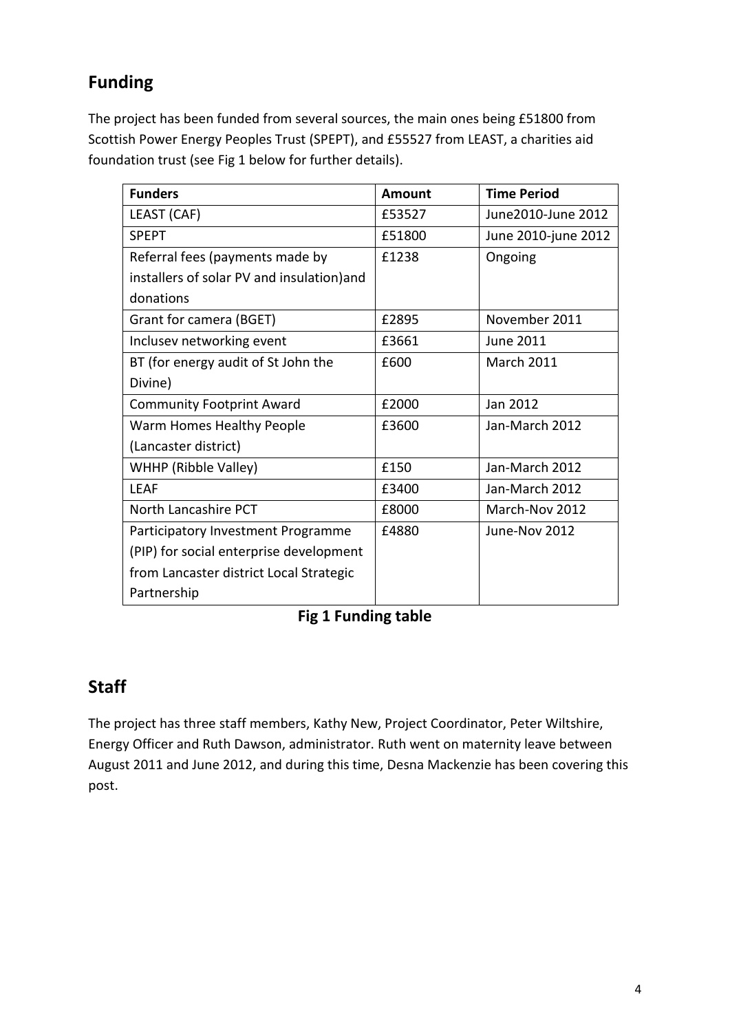## Funding

The project has been funded from several sources, the main ones being £51800 from Scottish Power Energy Peoples Trust (SPEPT), and £55527 from LEAST, a charities aid foundation trust (see Fig 1 below for further details).

| Funders | Amount | Time Period |
|---|---|---|
| LEAST (CAF) | £53527 | June2010-June 2012 |
| SPEPT | £51800 | June 2010-june 2012 |
| Referral fees (payments made by installers of solar PV and insulation)and donations | £1238 | Ongoing |
| Grant for camera (BGET) | £2895 | November 2011 |
| Inclusev networking event | £3661 | June 2011 |
| BT (for energy audit of St John the Divine) | £600 | March 2011 |
| Community Footprint Award | £2000 | Jan 2012 |
| Warm Homes Healthy People (Lancaster district) | £3600 | Jan-March 2012 |
| WHHP (Ribble Valley) | £150 | Jan-March 2012 |
| LEAF | £3400 | Jan-March 2012 |
| North Lancashire PCT | £8000 | March-Nov 2012 |
| Participatory Investment Programme (PIP) for social enterprise development from Lancaster district Local Strategic Partnership | £4880 | June-Nov 2012 |

**Fig 1 Funding table**

## Staff

The project has three staff members, Kathy New, Project Coordinator, Peter Wiltshire, Energy Officer and Ruth Dawson, administrator. Ruth went on maternity leave between August 2011 and June 2012, and during this time, Desna Mackenzie has been covering this post.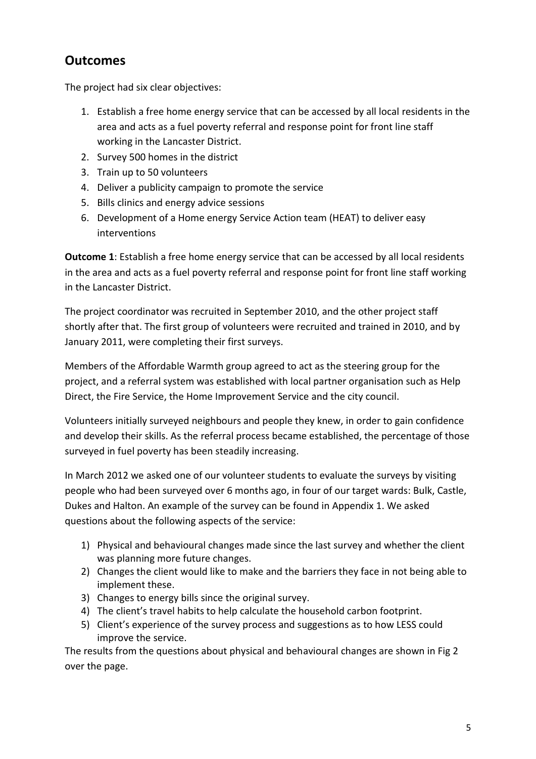## Outcomes

The project had six clear objectives:

1. Establish a free home energy service that can be accessed by all local residents in the area and acts as a fuel poverty referral and response point for front line staff working in the Lancaster District.
2. Survey 500 homes in the district
3. Train up to 50 volunteers
4. Deliver a publicity campaign to promote the service
5. Bills clinics and energy advice sessions
6. Development of a Home energy Service Action team (HEAT) to deliver easy interventions

**Outcome 1**: Establish a free home energy service that can be accessed by all local residents in the area and acts as a fuel poverty referral and response point for front line staff working in the Lancaster District.

The project coordinator was recruited in September 2010, and the other project staff shortly after that. The first group of volunteers were recruited and trained in 2010, and by January 2011, were completing their first surveys.

Members of the Affordable Warmth group agreed to act as the steering group for the project, and a referral system was established with local partner organisation such as Help Direct, the Fire Service, the Home Improvement Service and the city council.

Volunteers initially surveyed neighbours and people they knew, in order to gain confidence and develop their skills. As the referral process became established, the percentage of those surveyed in fuel poverty has been steadily increasing.

In March 2012 we asked one of our volunteer students to evaluate the surveys by visiting people who had been surveyed over 6 months ago, in four of our target wards: Bulk, Castle, Dukes and Halton. An example of the survey can be found in Appendix 1. We asked questions about the following aspects of the service:

1) Physical and behavioural changes made since the last survey and whether the client was planning more future changes.
2) Changes the client would like to make and the barriers they face in not being able to implement these.
3) Changes to energy bills since the original survey.
4) The client's travel habits to help calculate the household carbon footprint.
5) Client's experience of the survey process and suggestions as to how LESS could improve the service.

The results from the questions about physical and behavioural changes are shown in Fig 2 over the page.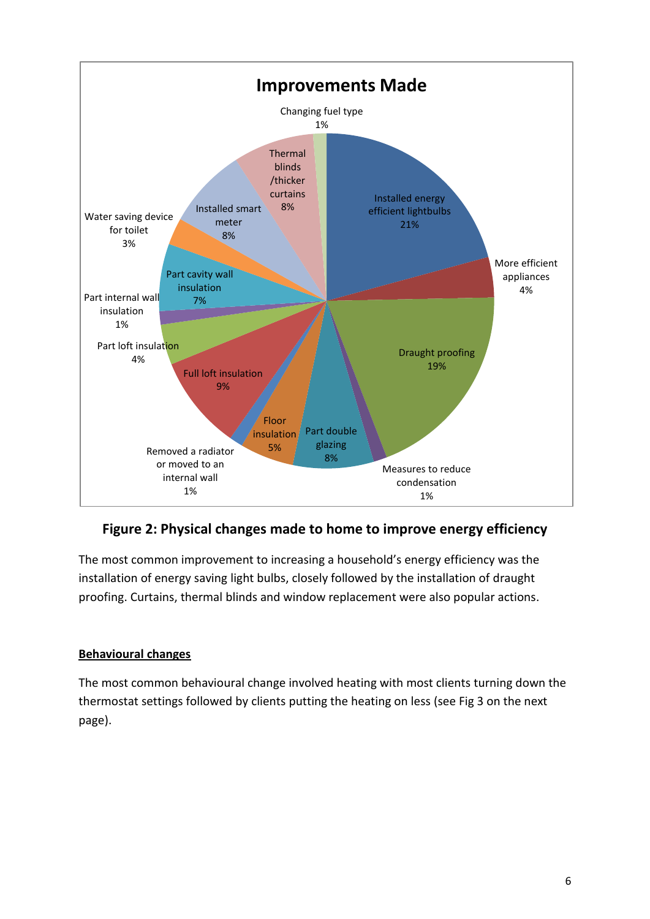**Improvements Made**

| Improvement | Percentage |
|---|---|
| Installed energy efficient lightbulbs | 21% |
| More efficient appliances | 4% |
| Draught proofing | 19% |
| Measures to reduce condensation | 1% |
| Part double glazing | 8% |
| Floor insulation | 5% |
| Removed a radiator or moved to an internal wall | 1% |
| Full loft insulation | 9% |
| Part loft insulation | 4% |
| Part internal wall insulation | 1% |
| Part cavity wall insulation | 7% |
| Water saving device for toilet | 3% |
| Installed smart meter | 8% |
| Thermal blinds /thicker curtains | 8% |
| Changing fuel type | 1% |

**Figure 2: Physical changes made to home to improve energy efficiency**

The most common improvement to increasing a household's energy efficiency was the installation of energy saving light bulbs, closely followed by the installation of draught proofing. Curtains, thermal blinds and window replacement were also popular actions.

**Behavioural changes**

The most common behavioural change involved heating with most clients turning down the thermostat settings followed by clients putting the heating on less (see Fig 3 on the next page).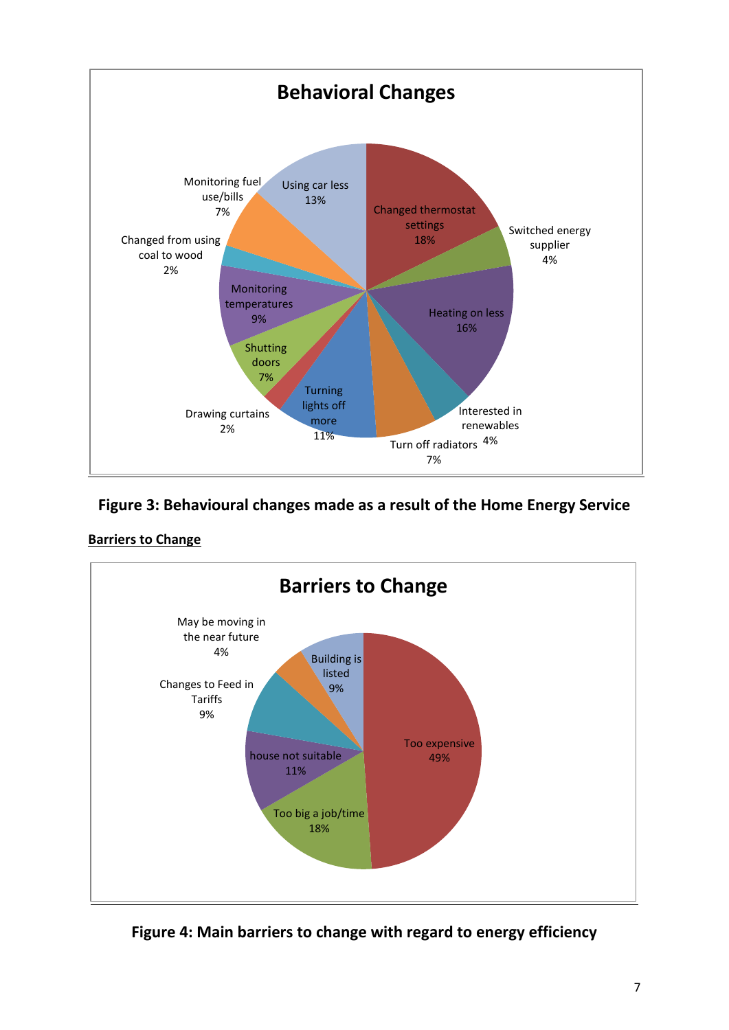**Behavioral Changes**

| Behavioral change | Percentage |
| --- | --- |
| Changed thermostat settings | 18% |
| Switched energy supplier | 4% |
| Heating on less | 16% |
| Interested in renewables | 4% |
| Turn off radiators | 7% |
| Turning lights off more | 11% |
| Drawing curtains | 2% |
| Shutting doors | 7% |
| Monitoring temperatures | 9% |
| Changed from using coal to wood | 2% |
| Monitoring fuel use/bills | 7% |
| Using car less | 13% |

**Figure 3: Behavioural changes made as a result of the Home Energy Service**

**<u>Barriers to Change</u>**

**Barriers to Change**

| Barrier | Percentage |
| --- | --- |
| Too expensive | 49% |
| Too big a job/time | 18% |
| house not suitable | 11% |
| Changes to Feed in Tariffs | 9% |
| May be moving in the near future | 4% |
| Building is listed | 9% |

**Figure 4: Main barriers to change with regard to energy efficiency**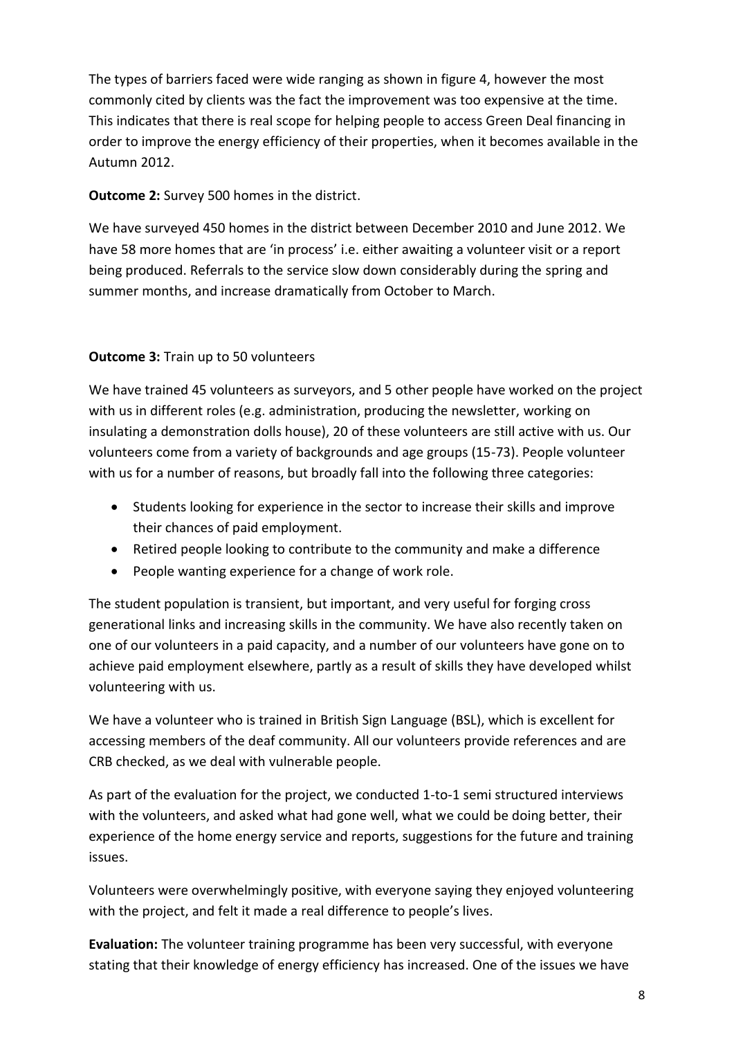The types of barriers faced were wide ranging as shown in figure 4, however the most commonly cited by clients was the fact the improvement was too expensive at the time. This indicates that there is real scope for helping people to access Green Deal financing in order to improve the energy efficiency of their properties, when it becomes available in the Autumn 2012.

**Outcome 2:** Survey 500 homes in the district.

We have surveyed 450 homes in the district between December 2010 and June 2012. We have 58 more homes that are 'in process' i.e. either awaiting a volunteer visit or a report being produced. Referrals to the service slow down considerably during the spring and summer months, and increase dramatically from October to March.

**Outcome 3:** Train up to 50 volunteers

We have trained 45 volunteers as surveyors, and 5 other people have worked on the project with us in different roles (e.g. administration, producing the newsletter, working on insulating a demonstration dolls house), 20 of these volunteers are still active with us. Our volunteers come from a variety of backgrounds and age groups (15-73). People volunteer with us for a number of reasons, but broadly fall into the following three categories:

- Students looking for experience in the sector to increase their skills and improve their chances of paid employment.
- Retired people looking to contribute to the community and make a difference
- People wanting experience for a change of work role.

The student population is transient, but important, and very useful for forging cross generational links and increasing skills in the community. We have also recently taken on one of our volunteers in a paid capacity, and a number of our volunteers have gone on to achieve paid employment elsewhere, partly as a result of skills they have developed whilst volunteering with us.

We have a volunteer who is trained in British Sign Language (BSL), which is excellent for accessing members of the deaf community. All our volunteers provide references and are CRB checked, as we deal with vulnerable people.

As part of the evaluation for the project, we conducted 1-to-1 semi structured interviews with the volunteers, and asked what had gone well, what we could be doing better, their experience of the home energy service and reports, suggestions for the future and training issues.

Volunteers were overwhelmingly positive, with everyone saying they enjoyed volunteering with the project, and felt it made a real difference to people's lives.

**Evaluation:** The volunteer training programme has been very successful, with everyone stating that their knowledge of energy efficiency has increased. One of the issues we have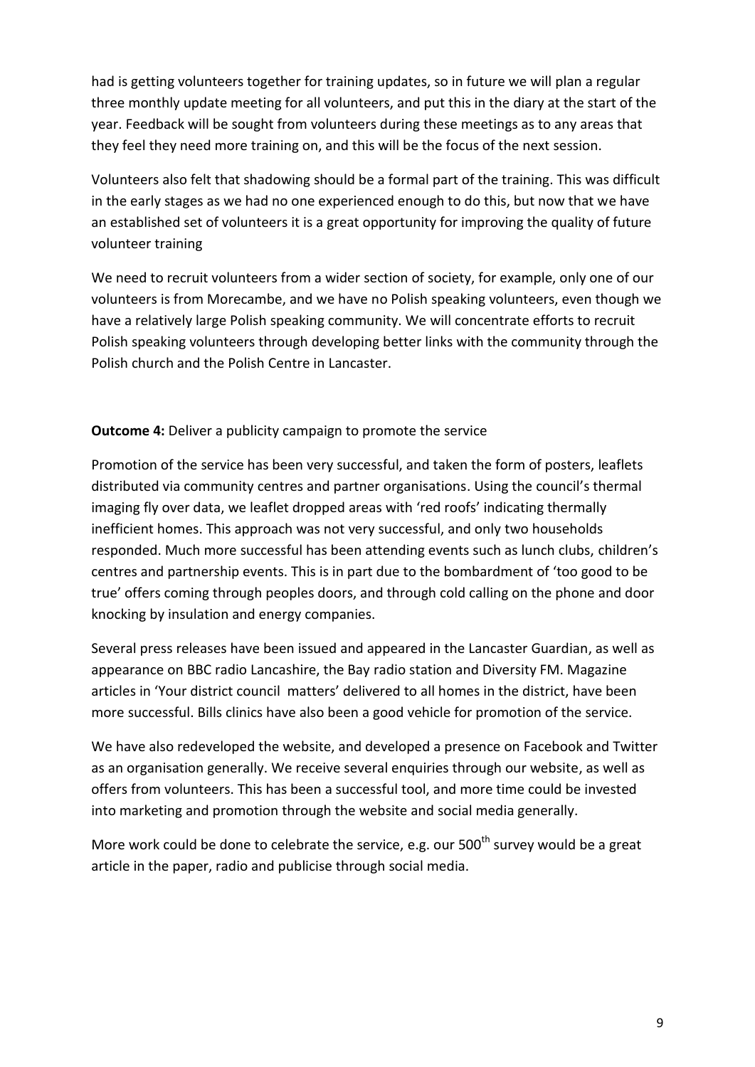had is getting volunteers together for training updates, so in future we will plan a regular three monthly update meeting for all volunteers, and put this in the diary at the start of the year. Feedback will be sought from volunteers during these meetings as to any areas that they feel they need more training on, and this will be the focus of the next session.

Volunteers also felt that shadowing should be a formal part of the training. This was difficult in the early stages as we had no one experienced enough to do this, but now that we have an established set of volunteers it is a great opportunity for improving the quality of future volunteer training

We need to recruit volunteers from a wider section of society, for example, only one of our volunteers is from Morecambe, and we have no Polish speaking volunteers, even though we have a relatively large Polish speaking community. We will concentrate efforts to recruit Polish speaking volunteers through developing better links with the community through the Polish church and the Polish Centre in Lancaster.

**Outcome 4:** Deliver a publicity campaign to promote the service

Promotion of the service has been very successful, and taken the form of posters, leaflets distributed via community centres and partner organisations. Using the council's thermal imaging fly over data, we leaflet dropped areas with 'red roofs' indicating thermally inefficient homes. This approach was not very successful, and only two households responded. Much more successful has been attending events such as lunch clubs, children's centres and partnership events. This is in part due to the bombardment of 'too good to be true' offers coming through peoples doors, and through cold calling on the phone and door knocking by insulation and energy companies.

Several press releases have been issued and appeared in the Lancaster Guardian, as well as appearance on BBC radio Lancashire, the Bay radio station and Diversity FM. Magazine articles in 'Your district council matters' delivered to all homes in the district, have been more successful. Bills clinics have also been a good vehicle for promotion of the service.

We have also redeveloped the website, and developed a presence on Facebook and Twitter as an organisation generally. We receive several enquiries through our website, as well as offers from volunteers. This has been a successful tool, and more time could be invested into marketing and promotion through the website and social media generally.

More work could be done to celebrate the service, e.g. our 500th survey would be a great article in the paper, radio and publicise through social media.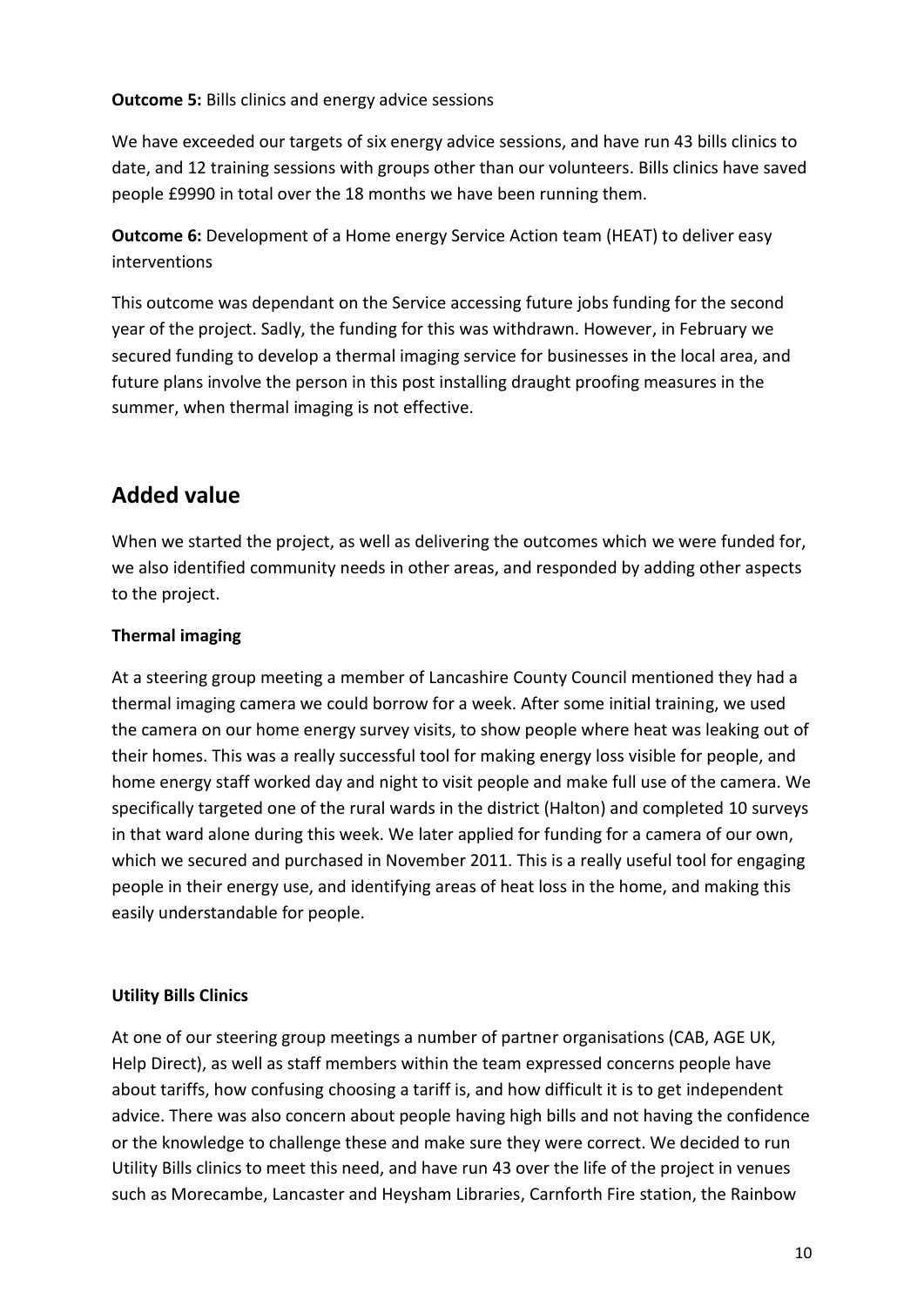**Outcome 5:** Bills clinics and energy advice sessions

We have exceeded our targets of six energy advice sessions, and have run 43 bills clinics to date, and 12 training sessions with groups other than our volunteers. Bills clinics have saved people £9990 in total over the 18 months we have been running them.

**Outcome 6:** Development of a Home energy Service Action team (HEAT) to deliver easy interventions

This outcome was dependant on the Service accessing future jobs funding for the second year of the project. Sadly, the funding for this was withdrawn. However, in February we secured funding to develop a thermal imaging service for businesses in the local area, and future plans involve the person in this post installing draught proofing measures in the summer, when thermal imaging is not effective.

## Added value

When we started the project, as well as delivering the outcomes which we were funded for, we also identified community needs in other areas, and responded by adding other aspects to the project.

**Thermal imaging**

At a steering group meeting a member of Lancashire County Council mentioned they had a thermal imaging camera we could borrow for a week. After some initial training, we used the camera on our home energy survey visits, to show people where heat was leaking out of their homes. This was a really successful tool for making energy loss visible for people, and home energy staff worked day and night to visit people and make full use of the camera. We specifically targeted one of the rural wards in the district (Halton) and completed 10 surveys in that ward alone during this week. We later applied for funding for a camera of our own, which we secured and purchased in November 2011. This is a really useful tool for engaging people in their energy use, and identifying areas of heat loss in the home, and making this easily understandable for people.

**Utility Bills Clinics**

At one of our steering group meetings a number of partner organisations (CAB, AGE UK, Help Direct), as well as staff members within the team expressed concerns people have about tariffs, how confusing choosing a tariff is, and how difficult it is to get independent advice. There was also concern about people having high bills and not having the confidence or the knowledge to challenge these and make sure they were correct. We decided to run Utility Bills clinics to meet this need, and have run 43 over the life of the project in venues such as Morecambe, Lancaster and Heysham Libraries, Carnforth Fire station, the Rainbow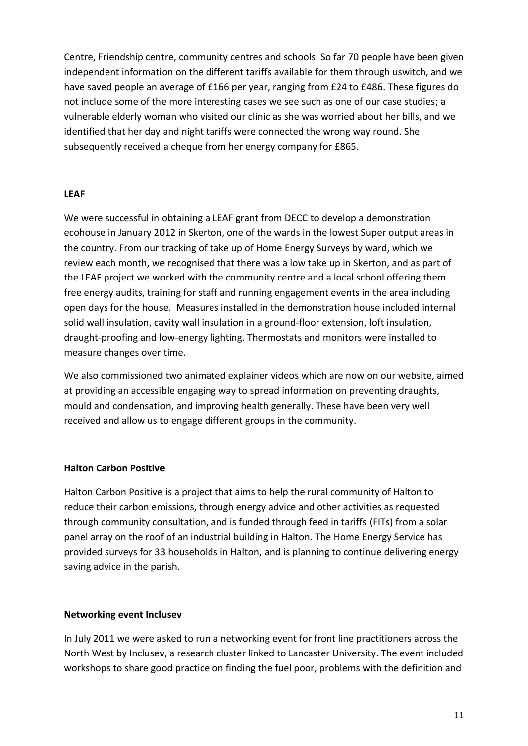Centre, Friendship centre, community centres and schools. So far 70 people have been given independent information on the different tariffs available for them through uswitch, and we have saved people an average of £166 per year, ranging from £24 to £486. These figures do not include some of the more interesting cases we see such as one of our case studies; a vulnerable elderly woman who visited our clinic as she was worried about her bills, and we identified that her day and night tariffs were connected the wrong way round. She subsequently received a cheque from her energy company for £865.

**LEAF**

We were successful in obtaining a LEAF grant from DECC to develop a demonstration ecohouse in January 2012 in Skerton, one of the wards in the lowest Super output areas in the country. From our tracking of take up of Home Energy Surveys by ward, which we review each month, we recognised that there was a low take up in Skerton, and as part of the LEAF project we worked with the community centre and a local school offering them free energy audits, training for staff and running engagement events in the area including open days for the house. Measures installed in the demonstration house included internal solid wall insulation, cavity wall insulation in a ground-floor extension, loft insulation, draught-proofing and low-energy lighting. Thermostats and monitors were installed to measure changes over time.

We also commissioned two animated explainer videos which are now on our website, aimed at providing an accessible engaging way to spread information on preventing draughts, mould and condensation, and improving health generally. These have been very well received and allow us to engage different groups in the community.

**Halton Carbon Positive**

Halton Carbon Positive is a project that aims to help the rural community of Halton to reduce their carbon emissions, through energy advice and other activities as requested through community consultation, and is funded through feed in tariffs (FITs) from a solar panel array on the roof of an industrial building in Halton. The Home Energy Service has provided surveys for 33 households in Halton, and is planning to continue delivering energy saving advice in the parish.

**Networking event Inclusev**

In July 2011 we were asked to run a networking event for front line practitioners across the North West by Inclusev, a research cluster linked to Lancaster University. The event included workshops to share good practice on finding the fuel poor, problems with the definition and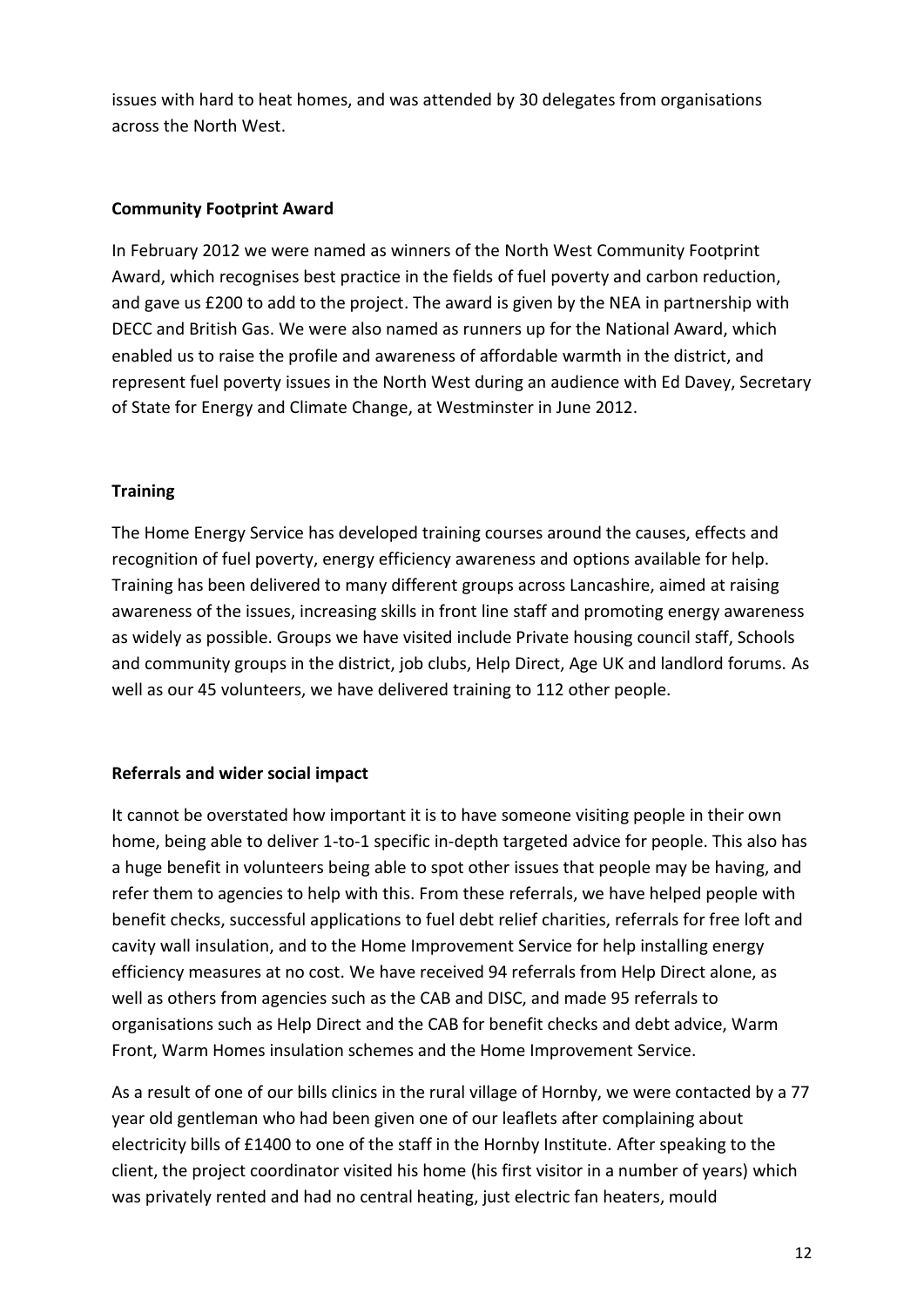issues with hard to heat homes, and was attended by 30 delegates from organisations across the North West.

**Community Footprint Award**

In February 2012 we were named as winners of the North West Community Footprint Award, which recognises best practice in the fields of fuel poverty and carbon reduction, and gave us £200 to add to the project. The award is given by the NEA in partnership with DECC and British Gas. We were also named as runners up for the National Award, which enabled us to raise the profile and awareness of affordable warmth in the district, and represent fuel poverty issues in the North West during an audience with Ed Davey, Secretary of State for Energy and Climate Change, at Westminster in June 2012.

**Training**

The Home Energy Service has developed training courses around the causes, effects and recognition of fuel poverty, energy efficiency awareness and options available for help. Training has been delivered to many different groups across Lancashire, aimed at raising awareness of the issues, increasing skills in front line staff and promoting energy awareness as widely as possible. Groups we have visited include Private housing council staff, Schools and community groups in the district, job clubs, Help Direct, Age UK and landlord forums. As well as our 45 volunteers, we have delivered training to 112 other people.

**Referrals and wider social impact**

It cannot be overstated how important it is to have someone visiting people in their own home, being able to deliver 1-to-1 specific in-depth targeted advice for people. This also has a huge benefit in volunteers being able to spot other issues that people may be having, and refer them to agencies to help with this. From these referrals, we have helped people with benefit checks, successful applications to fuel debt relief charities, referrals for free loft and cavity wall insulation, and to the Home Improvement Service for help installing energy efficiency measures at no cost. We have received 94 referrals from Help Direct alone, as well as others from agencies such as the CAB and DISC, and made 95 referrals to organisations such as Help Direct and the CAB for benefit checks and debt advice, Warm Front, Warm Homes insulation schemes and the Home Improvement Service.

As a result of one of our bills clinics in the rural village of Hornby, we were contacted by a 77 year old gentleman who had been given one of our leaflets after complaining about electricity bills of £1400 to one of the staff in the Hornby Institute. After speaking to the client, the project coordinator visited his home (his first visitor in a number of years) which was privately rented and had no central heating, just electric fan heaters, mould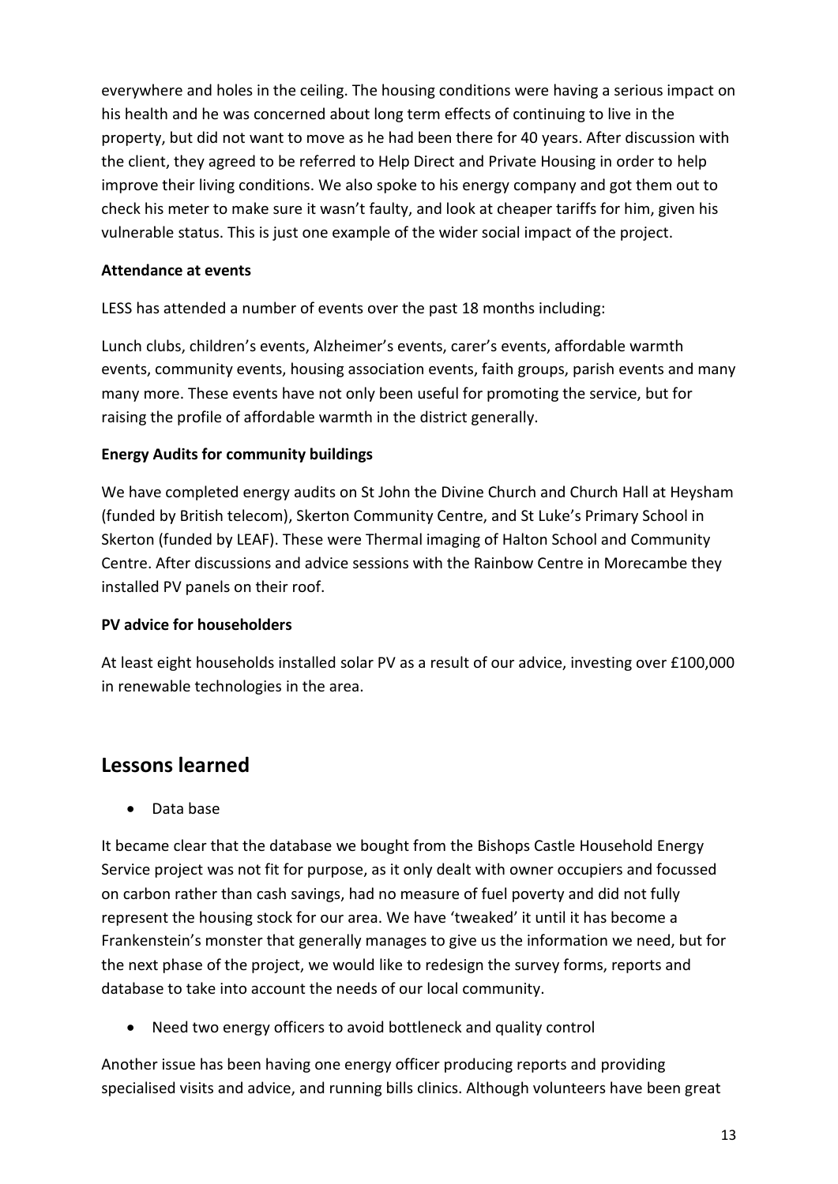everywhere and holes in the ceiling. The housing conditions were having a serious impact on his health and he was concerned about long term effects of continuing to live in the property, but did not want to move as he had been there for 40 years. After discussion with the client, they agreed to be referred to Help Direct and Private Housing in order to help improve their living conditions. We also spoke to his energy company and got them out to check his meter to make sure it wasn't faulty, and look at cheaper tariffs for him, given his vulnerable status. This is just one example of the wider social impact of the project.

**Attendance at events**

LESS has attended a number of events over the past 18 months including:

Lunch clubs, children's events, Alzheimer's events, carer's events, affordable warmth events, community events, housing association events, faith groups, parish events and many many more. These events have not only been useful for promoting the service, but for raising the profile of affordable warmth in the district generally.

**Energy Audits for community buildings**

We have completed energy audits on St John the Divine Church and Church Hall at Heysham (funded by British telecom), Skerton Community Centre, and St Luke's Primary School in Skerton (funded by LEAF). These were Thermal imaging of Halton School and Community Centre. After discussions and advice sessions with the Rainbow Centre in Morecambe they installed PV panels on their roof.

**PV advice for householders**

At least eight households installed solar PV as a result of our advice, investing over £100,000 in renewable technologies in the area.

## Lessons learned

- Data base

It became clear that the database we bought from the Bishops Castle Household Energy Service project was not fit for purpose, as it only dealt with owner occupiers and focussed on carbon rather than cash savings, had no measure of fuel poverty and did not fully represent the housing stock for our area. We have 'tweaked' it until it has become a Frankenstein's monster that generally manages to give us the information we need, but for the next phase of the project, we would like to redesign the survey forms, reports and database to take into account the needs of our local community.

- Need two energy officers to avoid bottleneck and quality control

Another issue has been having one energy officer producing reports and providing specialised visits and advice, and running bills clinics. Although volunteers have been great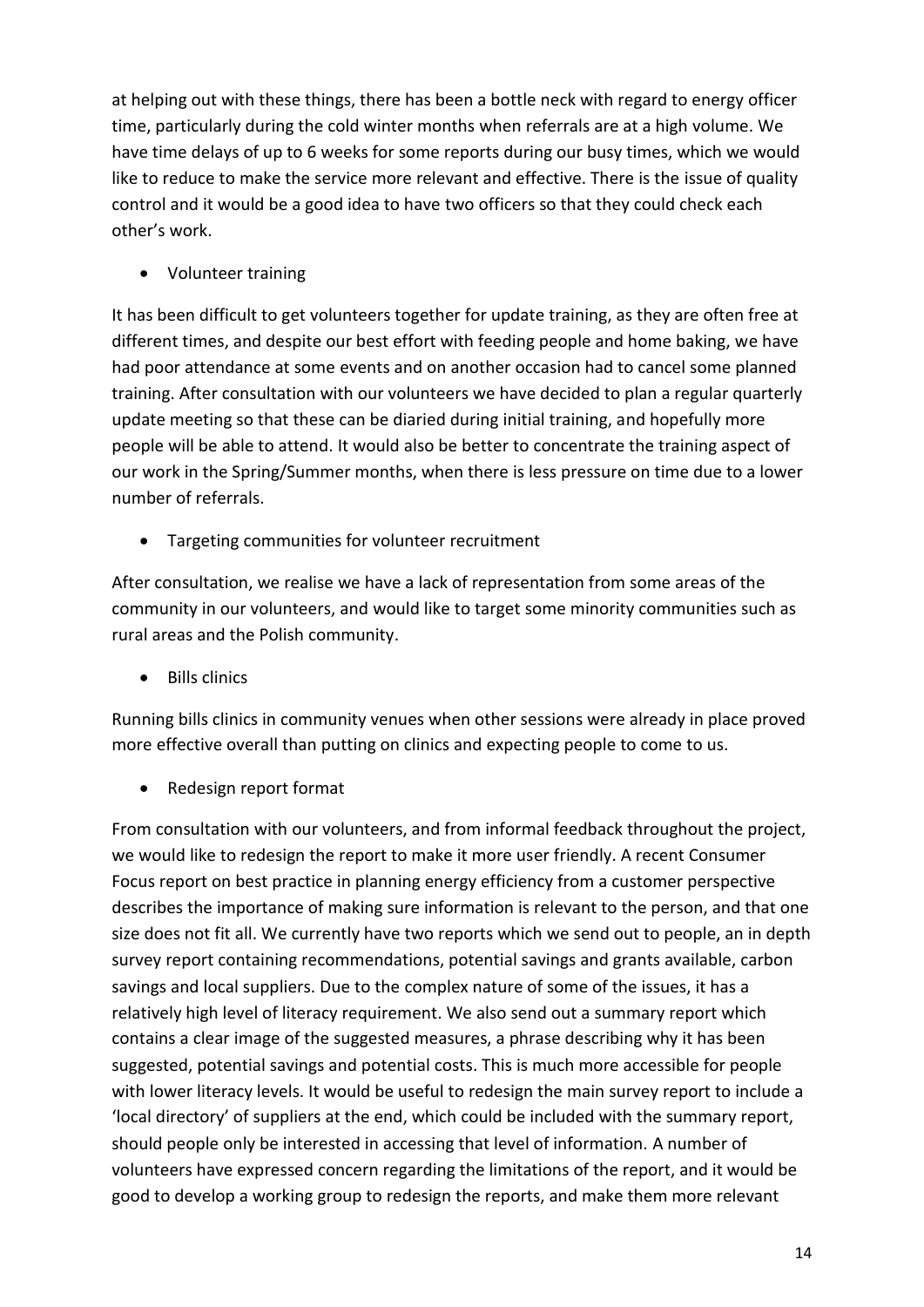at helping out with these things, there has been a bottle neck with regard to energy officer time, particularly during the cold winter months when referrals are at a high volume. We have time delays of up to 6 weeks for some reports during our busy times, which we would like to reduce to make the service more relevant and effective. There is the issue of quality control and it would be a good idea to have two officers so that they could check each other's work.

- Volunteer training

It has been difficult to get volunteers together for update training, as they are often free at different times, and despite our best effort with feeding people and home baking, we have had poor attendance at some events and on another occasion had to cancel some planned training. After consultation with our volunteers we have decided to plan a regular quarterly update meeting so that these can be diaried during initial training, and hopefully more people will be able to attend. It would also be better to concentrate the training aspect of our work in the Spring/Summer months, when there is less pressure on time due to a lower number of referrals.

- Targeting communities for volunteer recruitment

After consultation, we realise we have a lack of representation from some areas of the community in our volunteers, and would like to target some minority communities such as rural areas and the Polish community.

- Bills clinics

Running bills clinics in community venues when other sessions were already in place proved more effective overall than putting on clinics and expecting people to come to us.

- Redesign report format

From consultation with our volunteers, and from informal feedback throughout the project, we would like to redesign the report to make it more user friendly. A recent Consumer Focus report on best practice in planning energy efficiency from a customer perspective describes the importance of making sure information is relevant to the person, and that one size does not fit all. We currently have two reports which we send out to people, an in depth survey report containing recommendations, potential savings and grants available, carbon savings and local suppliers. Due to the complex nature of some of the issues, it has a relatively high level of literacy requirement. We also send out a summary report which contains a clear image of the suggested measures, a phrase describing why it has been suggested, potential savings and potential costs. This is much more accessible for people with lower literacy levels. It would be useful to redesign the main survey report to include a 'local directory' of suppliers at the end, which could be included with the summary report, should people only be interested in accessing that level of information. A number of volunteers have expressed concern regarding the limitations of the report, and it would be good to develop a working group to redesign the reports, and make them more relevant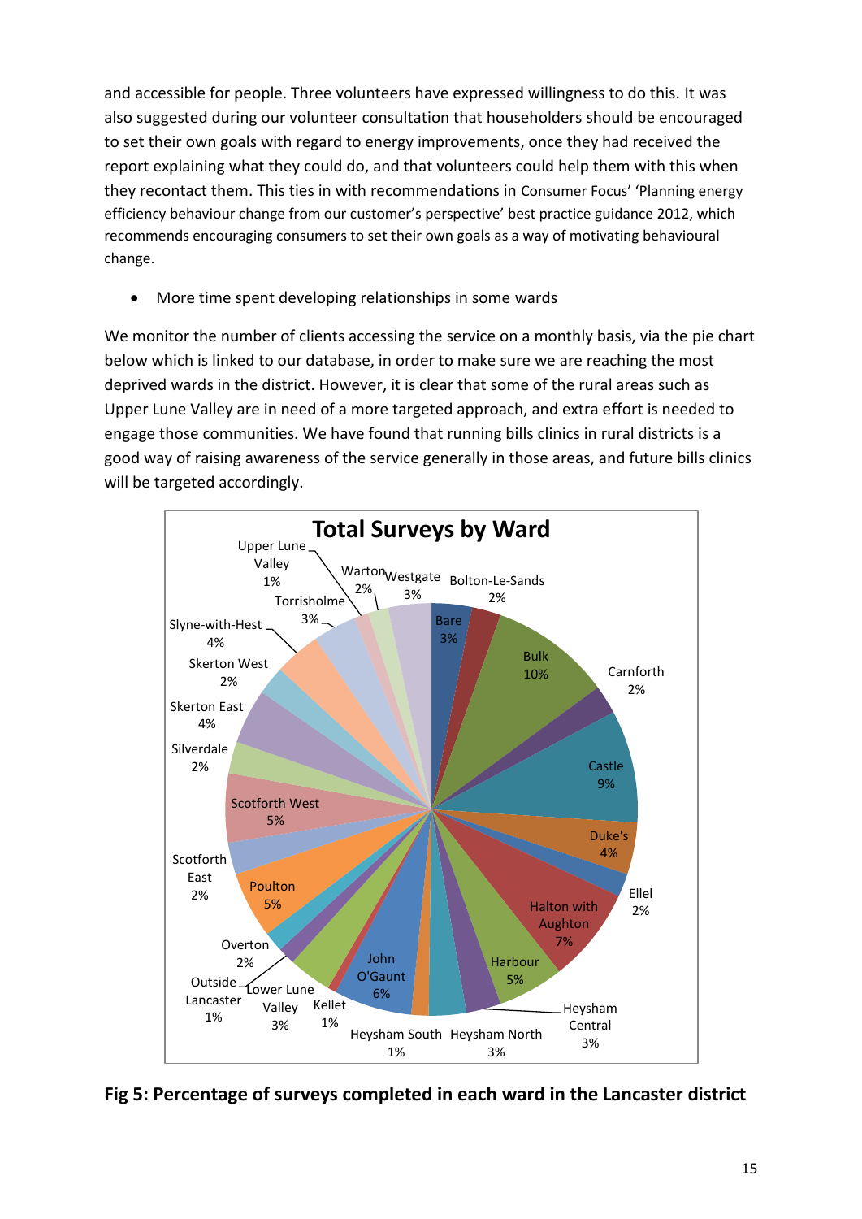and accessible for people. Three volunteers have expressed willingness to do this. It was also suggested during our volunteer consultation that householders should be encouraged to set their own goals with regard to energy improvements, once they had received the report explaining what they could do, and that volunteers could help them with this when they recontact them. This ties in with recommendations in Consumer Focus' 'Planning energy efficiency behaviour change from our customer's perspective' best practice guidance 2012, which recommends encouraging consumers to set their own goals as a way of motivating behavioural change.

- More time spent developing relationships in some wards

We monitor the number of clients accessing the service on a monthly basis, via the pie chart below which is linked to our database, in order to make sure we are reaching the most deprived wards in the district. However, it is clear that some of the rural areas such as Upper Lune Valley are in need of a more targeted approach, and extra effort is needed to engage those communities. We have found that running bills clinics in rural districts is a good way of raising awareness of the service generally in those areas, and future bills clinics will be targeted accordingly.

**Total Surveys by Ward**

| Ward | % |
|---|---|
| Bare | 3% |
| Bolton-Le-Sands | 2% |
| Bulk | 10% |
| Carnforth | 2% |
| Castle | 9% |
| Duke's | 4% |
| Ellel | 2% |
| Halton with Aughton | 7% |
| Harbour | 5% |
| Heysham Central | 3% |
| Heysham North | 3% |
| Heysham South | 1% |
| John O'Gaunt | 6% |
| Kellet | 1% |
| Lower Lune Valley | 3% |
| Outside Lancaster | 1% |
| Overton | 2% |
| Poulton | 5% |
| Scotforth East | 2% |
| Scotforth West | 5% |
| Silverdale | 2% |
| Skerton East | 4% |
| Skerton West | 2% |
| Slyne-with-Hest | 4% |
| Torrisholme | 3% |
| Upper Lune Valley | 1% |
| Warton | 2% |
| Westgate | 3% |

**Fig 5: Percentage of surveys completed in each ward in the Lancaster district**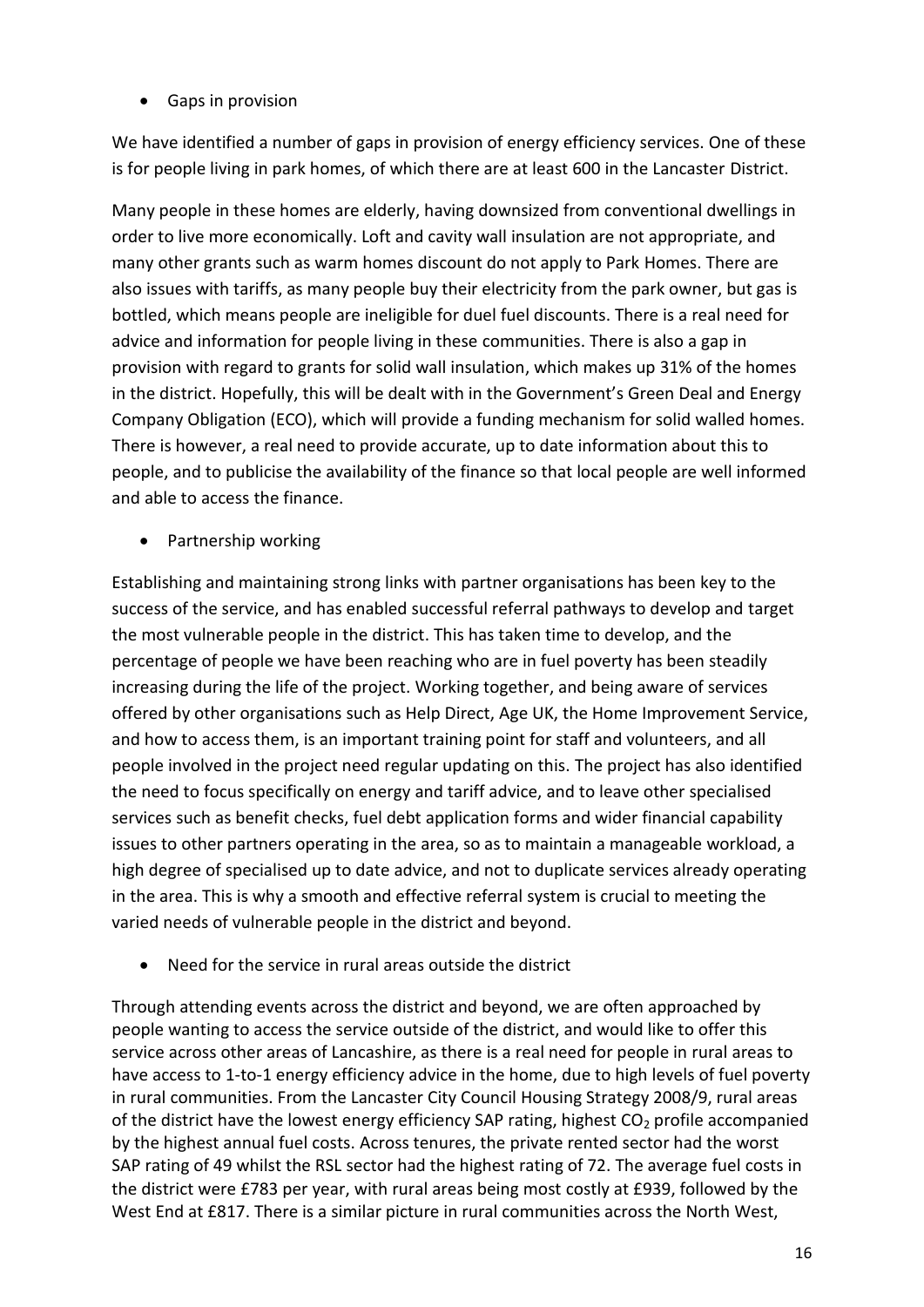- Gaps in provision

We have identified a number of gaps in provision of energy efficiency services. One of these is for people living in park homes, of which there are at least 600 in the Lancaster District.

Many people in these homes are elderly, having downsized from conventional dwellings in order to live more economically. Loft and cavity wall insulation are not appropriate, and many other grants such as warm homes discount do not apply to Park Homes. There are also issues with tariffs, as many people buy their electricity from the park owner, but gas is bottled, which means people are ineligible for duel fuel discounts. There is a real need for advice and information for people living in these communities. There is also a gap in provision with regard to grants for solid wall insulation, which makes up 31% of the homes in the district. Hopefully, this will be dealt with in the Government's Green Deal and Energy Company Obligation (ECO), which will provide a funding mechanism for solid walled homes. There is however, a real need to provide accurate, up to date information about this to people, and to publicise the availability of the finance so that local people are well informed and able to access the finance.

- Partnership working

Establishing and maintaining strong links with partner organisations has been key to the success of the service, and has enabled successful referral pathways to develop and target the most vulnerable people in the district. This has taken time to develop, and the percentage of people we have been reaching who are in fuel poverty has been steadily increasing during the life of the project. Working together, and being aware of services offered by other organisations such as Help Direct, Age UK, the Home Improvement Service, and how to access them, is an important training point for staff and volunteers, and all people involved in the project need regular updating on this. The project has also identified the need to focus specifically on energy and tariff advice, and to leave other specialised services such as benefit checks, fuel debt application forms and wider financial capability issues to other partners operating in the area, so as to maintain a manageable workload, a high degree of specialised up to date advice, and not to duplicate services already operating in the area. This is why a smooth and effective referral system is crucial to meeting the varied needs of vulnerable people in the district and beyond.

- Need for the service in rural areas outside the district

Through attending events across the district and beyond, we are often approached by people wanting to access the service outside of the district, and would like to offer this service across other areas of Lancashire, as there is a real need for people in rural areas to have access to 1-to-1 energy efficiency advice in the home, due to high levels of fuel poverty in rural communities. From the Lancaster City Council Housing Strategy 2008/9, rural areas of the district have the lowest energy efficiency SAP rating, highest $CO_2$ profile accompanied by the highest annual fuel costs. Across tenures, the private rented sector had the worst SAP rating of 49 whilst the RSL sector had the highest rating of 72. The average fuel costs in the district were £783 per year, with rural areas being most costly at £939, followed by the West End at £817. There is a similar picture in rural communities across the North West,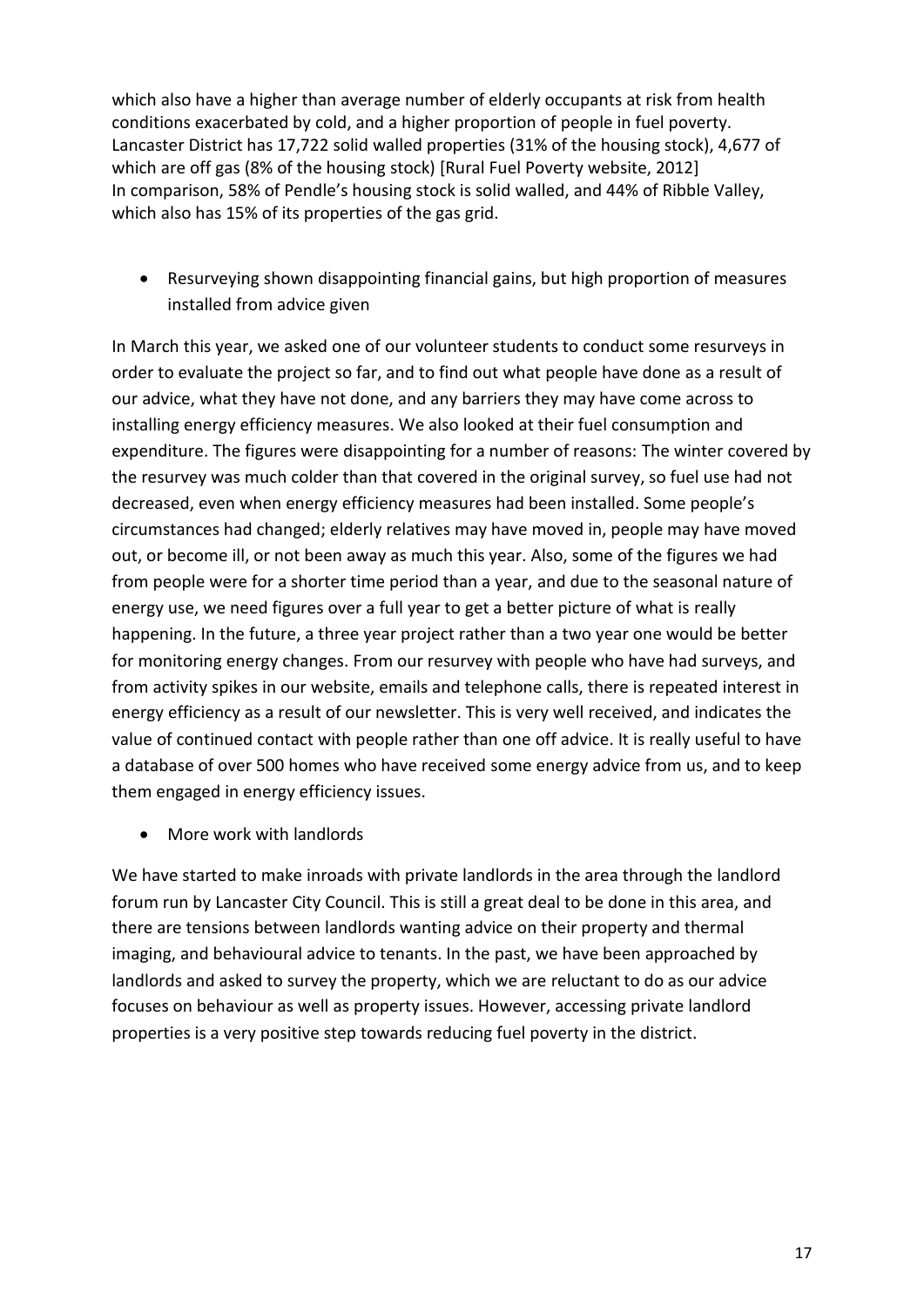which also have a higher than average number of elderly occupants at risk from health conditions exacerbated by cold, and a higher proportion of people in fuel poverty. Lancaster District has 17,722 solid walled properties (31% of the housing stock), 4,677 of which are off gas (8% of the housing stock) [Rural Fuel Poverty website, 2012]
In comparison, 58% of Pendle's housing stock is solid walled, and 44% of Ribble Valley, which also has 15% of its properties of the gas grid.

- Resurveying shown disappointing financial gains, but high proportion of measures installed from advice given

In March this year, we asked one of our volunteer students to conduct some resurveys in order to evaluate the project so far, and to find out what people have done as a result of our advice, what they have not done, and any barriers they may have come across to installing energy efficiency measures. We also looked at their fuel consumption and expenditure. The figures were disappointing for a number of reasons: The winter covered by the resurvey was much colder than that covered in the original survey, so fuel use had not decreased, even when energy efficiency measures had been installed. Some people's circumstances had changed; elderly relatives may have moved in, people may have moved out, or become ill, or not been away as much this year. Also, some of the figures we had from people were for a shorter time period than a year, and due to the seasonal nature of energy use, we need figures over a full year to get a better picture of what is really happening. In the future, a three year project rather than a two year one would be better for monitoring energy changes. From our resurvey with people who have had surveys, and from activity spikes in our website, emails and telephone calls, there is repeated interest in energy efficiency as a result of our newsletter. This is very well received, and indicates the value of continued contact with people rather than one off advice. It is really useful to have a database of over 500 homes who have received some energy advice from us, and to keep them engaged in energy efficiency issues.

- More work with landlords

We have started to make inroads with private landlords in the area through the landlord forum run by Lancaster City Council. This is still a great deal to be done in this area, and there are tensions between landlords wanting advice on their property and thermal imaging, and behavioural advice to tenants. In the past, we have been approached by landlords and asked to survey the property, which we are reluctant to do as our advice focuses on behaviour as well as property issues. However, accessing private landlord properties is a very positive step towards reducing fuel poverty in the district.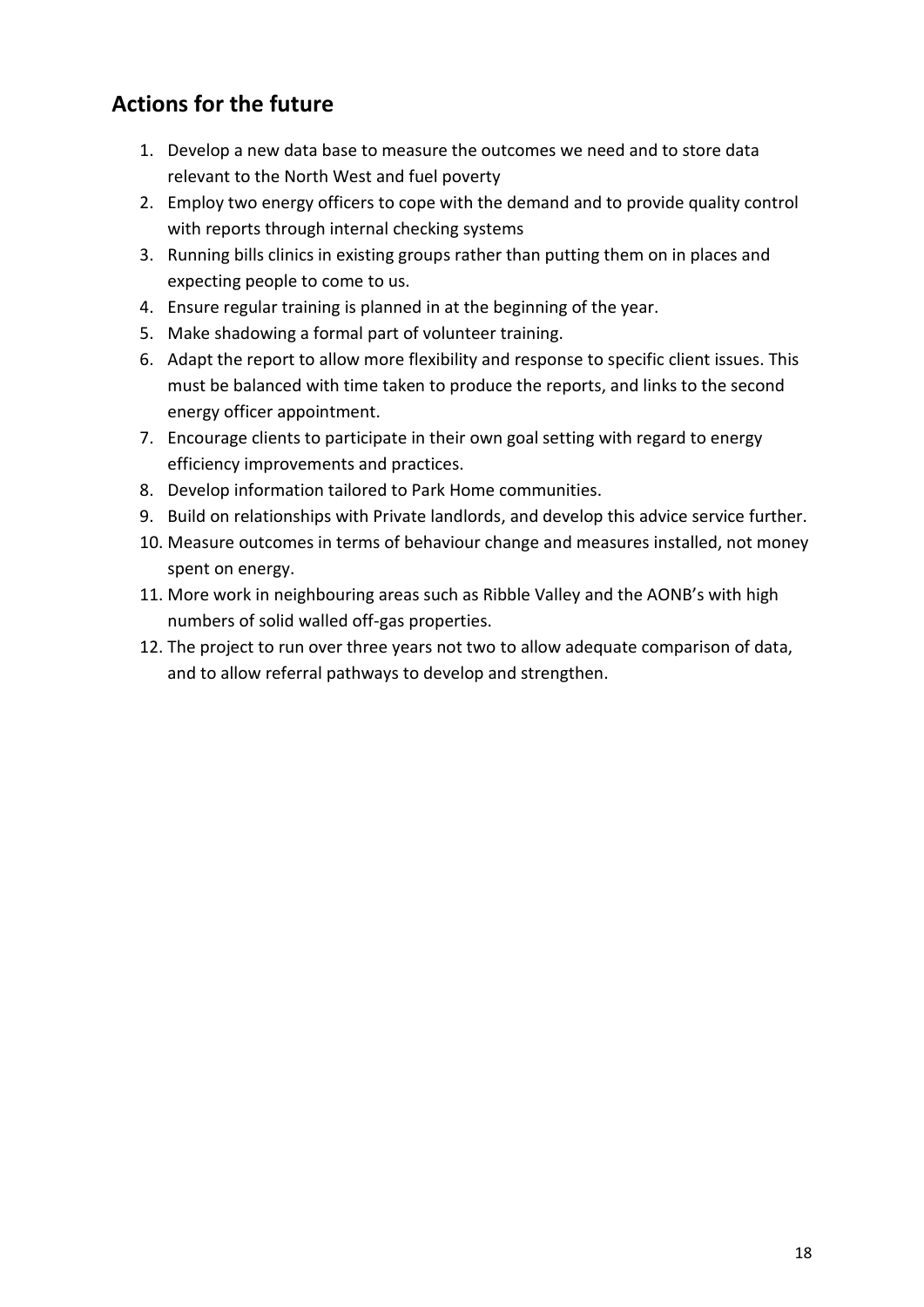## Actions for the future

1. Develop a new data base to measure the outcomes we need and to store data relevant to the North West and fuel poverty
2. Employ two energy officers to cope with the demand and to provide quality control with reports through internal checking systems
3. Running bills clinics in existing groups rather than putting them on in places and expecting people to come to us.
4. Ensure regular training is planned in at the beginning of the year.
5. Make shadowing a formal part of volunteer training.
6. Adapt the report to allow more flexibility and response to specific client issues. This must be balanced with time taken to produce the reports, and links to the second energy officer appointment.
7. Encourage clients to participate in their own goal setting with regard to energy efficiency improvements and practices.
8. Develop information tailored to Park Home communities.
9. Build on relationships with Private landlords, and develop this advice service further.
10. Measure outcomes in terms of behaviour change and measures installed, not money spent on energy.
11. More work in neighbouring areas such as Ribble Valley and the AONB's with high numbers of solid walled off-gas properties.
12. The project to run over three years not two to allow adequate comparison of data, and to allow referral pathways to develop and strengthen.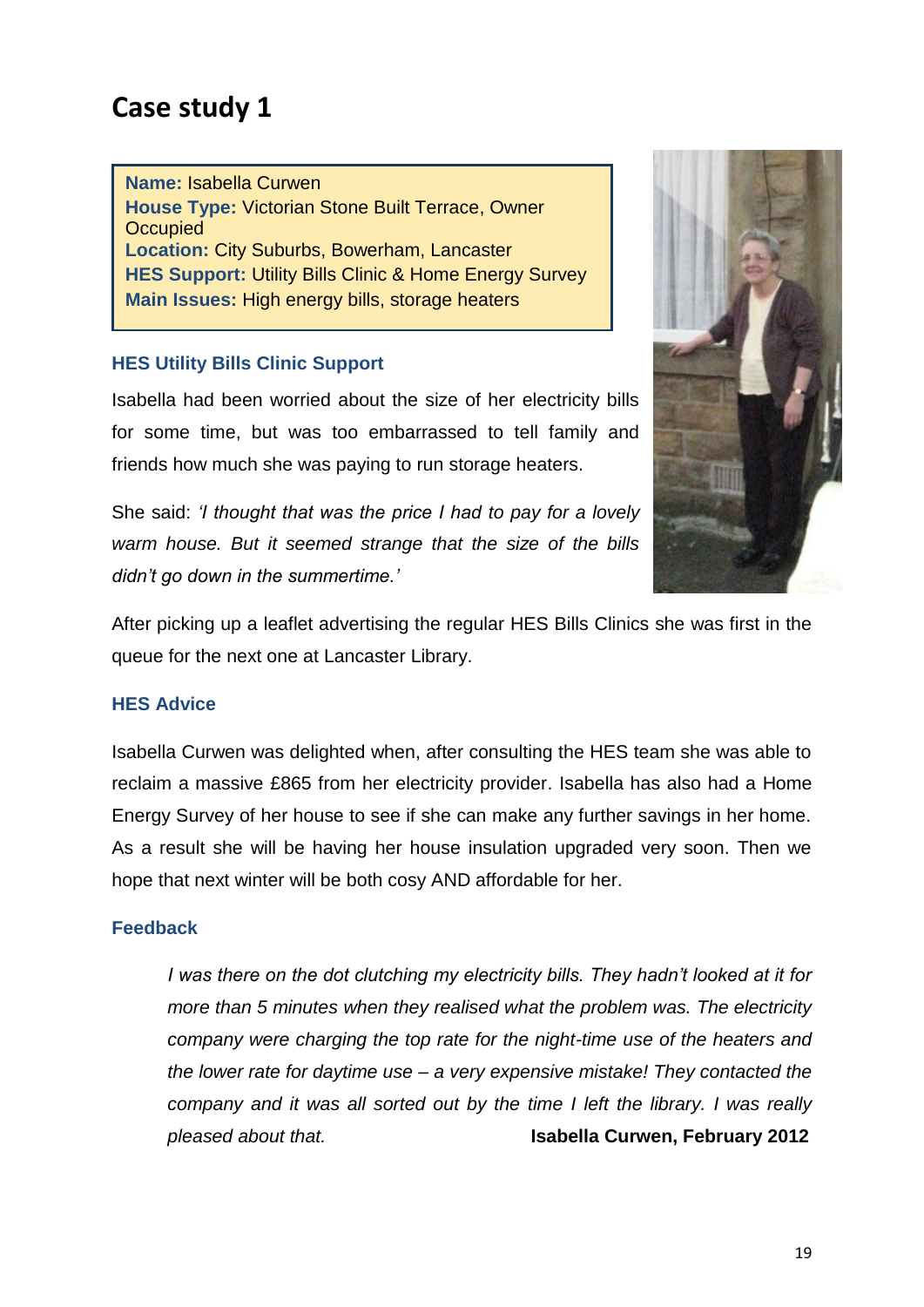# Case study 1

**Name:** Isabella Curwen
**House Type:** Victorian Stone Built Terrace, Owner Occupied
**Location:** City Suburbs, Bowerham, Lancaster
**HES Support:** Utility Bills Clinic & Home Energy Survey
**Main Issues:** High energy bills, storage heaters

### HES Utility Bills Clinic Support

Isabella had been worried about the size of her electricity bills for some time, but was too embarrassed to tell family and friends how much she was paying to run storage heaters.

She said: *'I thought that was the price I had to pay for a lovely warm house. But it seemed strange that the size of the bills didn't go down in the summertime.'*

After picking up a leaflet advertising the regular HES Bills Clinics she was first in the queue for the next one at Lancaster Library.

### HES Advice

Isabella Curwen was delighted when, after consulting the HES team she was able to reclaim a massive £865 from her electricity provider. Isabella has also had a Home Energy Survey of her house to see if she can make any further savings in her home. As a result she will be having her house insulation upgraded very soon. Then we hope that next winter will be both cosy AND affordable for her.

### Feedback

> *I was there on the dot clutching my electricity bills. They hadn't looked at it for more than 5 minutes when they realised what the problem was. The electricity company were charging the top rate for the night-time use of the heaters and the lower rate for daytime use – a very expensive mistake! They contacted the company and it was all sorted out by the time I left the library. I was really pleased about that.* **Isabella Curwen, February 2012**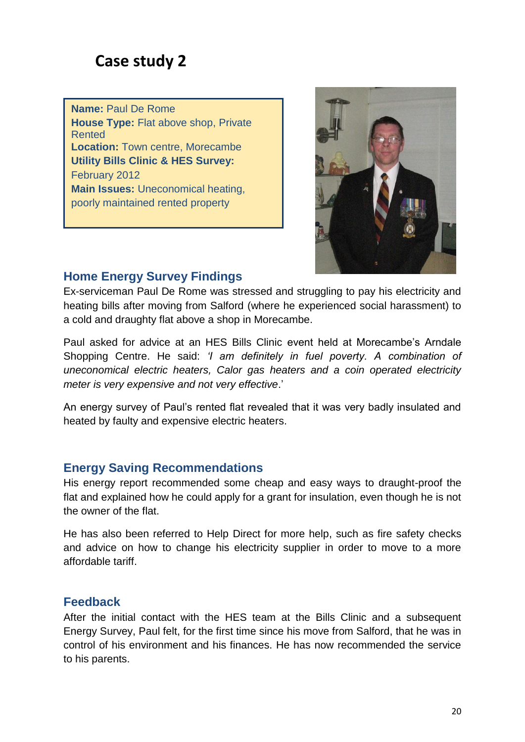# Case study 2

**Name:** Paul De Rome
**House Type:** Flat above shop, Private Rented
**Location:** Town centre, Morecambe
**Utility Bills Clinic & HES Survey:** February 2012
**Main Issues:** Uneconomical heating, poorly maintained rented property

## Home Energy Survey Findings

Ex-serviceman Paul De Rome was stressed and struggling to pay his electricity and heating bills after moving from Salford (where he experienced social harassment) to a cold and draughty flat above a shop in Morecambe.

Paul asked for advice at an HES Bills Clinic event held at Morecambe's Arndale Shopping Centre. He said: *'I am definitely in fuel poverty. A combination of uneconomical electric heaters, Calor gas heaters and a coin operated electricity meter is very expensive and not very effective*.'

An energy survey of Paul's rented flat revealed that it was very badly insulated and heated by faulty and expensive electric heaters.

## Energy Saving Recommendations

His energy report recommended some cheap and easy ways to draught-proof the flat and explained how he could apply for a grant for insulation, even though he is not the owner of the flat.

He has also been referred to Help Direct for more help, such as fire safety checks and advice on how to change his electricity supplier in order to move to a more affordable tariff.

## Feedback

After the initial contact with the HES team at the Bills Clinic and a subsequent Energy Survey, Paul felt, for the first time since his move from Salford, that he was in control of his environment and his finances. He has now recommended the service to his parents.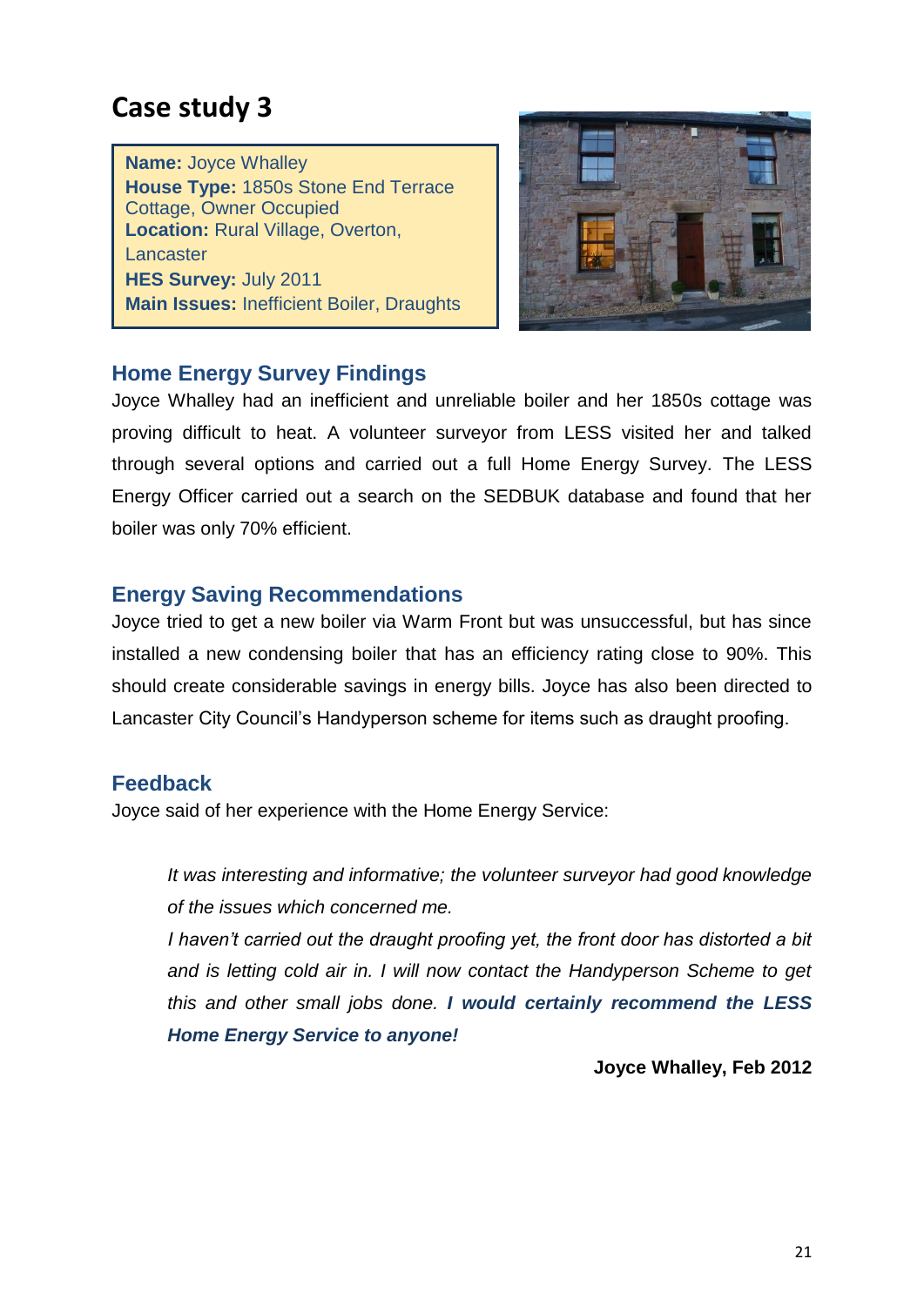# Case study 3

**Name:** Joyce Whalley
**House Type:** 1850s Stone End Terrace Cottage, Owner Occupied
**Location:** Rural Village, Overton, Lancaster
**HES Survey:** July 2011
**Main Issues:** Inefficient Boiler, Draughts

## Home Energy Survey Findings

Joyce Whalley had an inefficient and unreliable boiler and her 1850s cottage was proving difficult to heat. A volunteer surveyor from LESS visited her and talked through several options and carried out a full Home Energy Survey. The LESS Energy Officer carried out a search on the SEDBUK database and found that her boiler was only 70% efficient.

## Energy Saving Recommendations

Joyce tried to get a new boiler via Warm Front but was unsuccessful, but has since installed a new condensing boiler that has an efficiency rating close to 90%. This should create considerable savings in energy bills. Joyce has also been directed to Lancaster City Council's Handyperson scheme for items such as draught proofing.

## Feedback

Joyce said of her experience with the Home Energy Service:

> *It was interesting and informative; the volunteer surveyor had good knowledge of the issues which concerned me.*
>
> *I haven't carried out the draught proofing yet, the front door has distorted a bit and is letting cold air in. I will now contact the Handyperson Scheme to get this and other small jobs done.* ***I would certainly recommend the LESS Home Energy Service to anyone!***

**Joyce Whalley, Feb 2012**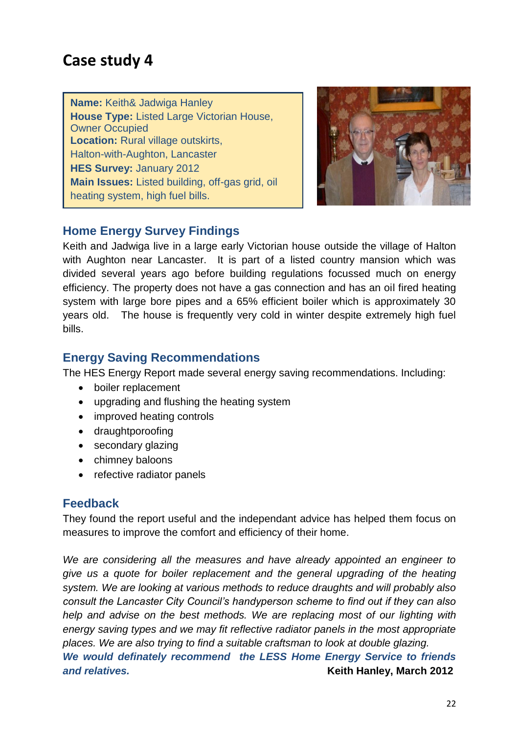# Case study 4

**Name:** Keith& Jadwiga Hanley
**House Type:** Listed Large Victorian House, Owner Occupied
**Location:** Rural village outskirts, Halton-with-Aughton, Lancaster
**HES Survey:** January 2012
**Main Issues:** Listed building, off-gas grid, oil heating system, high fuel bills.

## Home Energy Survey Findings

Keith and Jadwiga live in a large early Victorian house outside the village of Halton with Aughton near Lancaster. It is part of a listed country mansion which was divided several years ago before building regulations focussed much on energy efficiency. The property does not have a gas connection and has an oil fired heating system with large bore pipes and a 65% efficient boiler which is approximately 30 years old. The house is frequently very cold in winter despite extremely high fuel bills.

## Energy Saving Recommendations

The HES Energy Report made several energy saving recommendations. Including:

- boiler replacement
- upgrading and flushing the heating system
- improved heating controls
- draughtporoofing
- secondary glazing
- chimney baloons
- refective radiator panels

## Feedback

They found the report useful and the independant advice has helped them focus on measures to improve the comfort and efficiency of their home.

*We are considering all the measures and have already appointed an engineer to give us a quote for boiler replacement and the general upgrading of the heating system. We are looking at various methods to reduce draughts and will probably also consult the Lancaster City Council's handyperson scheme to find out if they can also help and advise on the best methods. We are replacing most of our lighting with energy saving types and we may fit reflective radiator panels in the most appropriate places. We are also trying to find a suitable craftsman to look at double glazing.*

***We would definately recommend the LESS Home Energy Service to friends and relatives.***

**Keith Hanley, March 2012**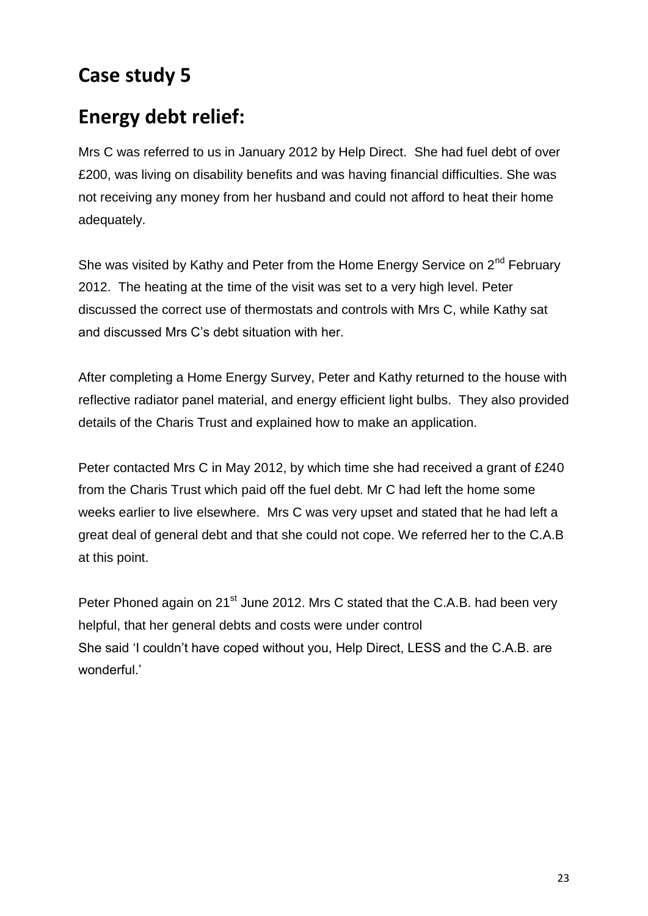## Case study 5

## Energy debt relief:

Mrs C was referred to us in January 2012 by Help Direct. She had fuel debt of over £200, was living on disability benefits and was having financial difficulties. She was not receiving any money from her husband and could not afford to heat their home adequately.

She was visited by Kathy and Peter from the Home Energy Service on 2nd February 2012. The heating at the time of the visit was set to a very high level. Peter discussed the correct use of thermostats and controls with Mrs C, while Kathy sat and discussed Mrs C's debt situation with her.

After completing a Home Energy Survey, Peter and Kathy returned to the house with reflective radiator panel material, and energy efficient light bulbs. They also provided details of the Charis Trust and explained how to make an application.

Peter contacted Mrs C in May 2012, by which time she had received a grant of £240 from the Charis Trust which paid off the fuel debt. Mr C had left the home some weeks earlier to live elsewhere. Mrs C was very upset and stated that he had left a great deal of general debt and that she could not cope. We referred her to the C.A.B at this point.

Peter Phoned again on 21st June 2012. Mrs C stated that the C.A.B. had been very helpful, that her general debts and costs were under control
She said 'I couldn't have coped without you, Help Direct, LESS and the C.A.B. are wonderful.'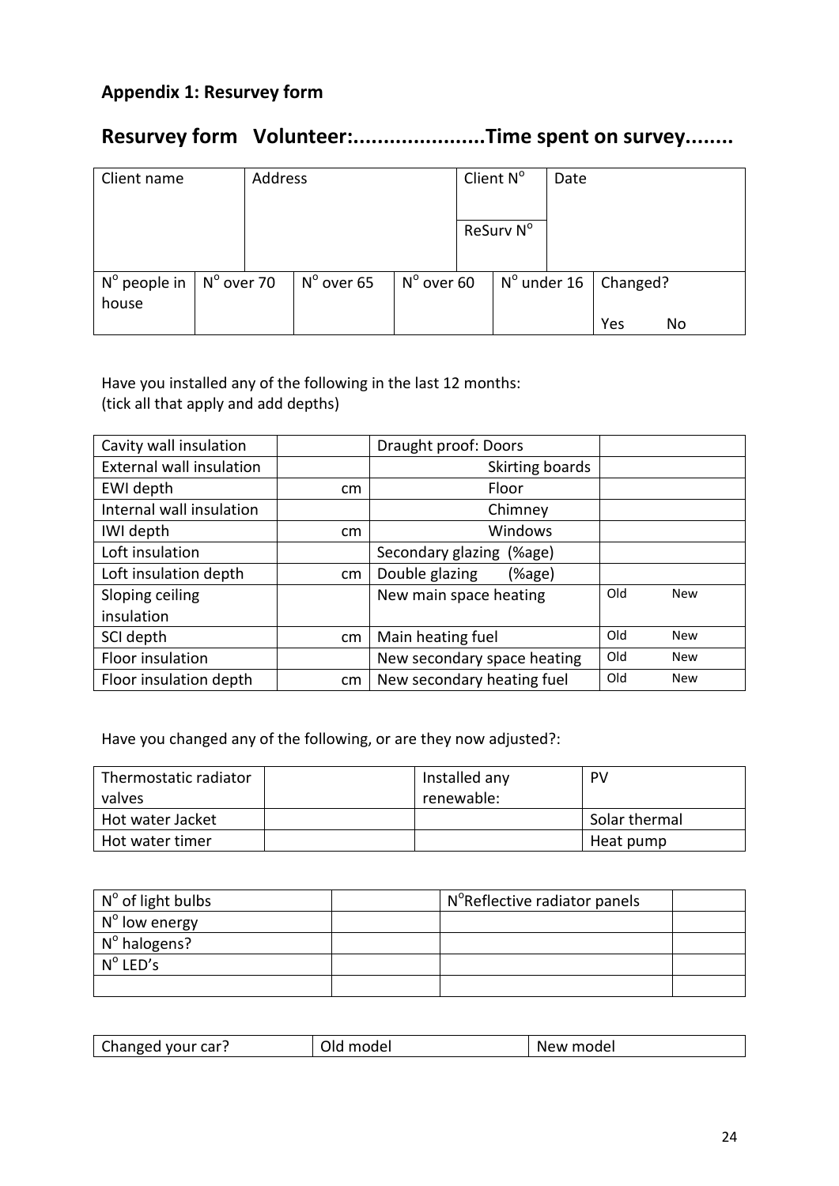## Appendix 1: Resurvey form

# Resurvey form Volunteer:......................Time spent on survey........

| Client name | Address | Client N° | Date |
|---|---|---|---|
| | | ReSurv N° | |

| N° people in house | N° over 70 | N° over 65 | N° over 60 | N° under 16 | Changed? Yes No |
|---|---|---|---|---|---|
| | | | | | |

Have you installed any of the following in the last 12 months:
(tick all that apply and add depths)

| Cavity wall insulation | | Draught proof: Doors | |
|---|---|---|---|
| External wall insulation | | Skirting boards | |
| EWI depth | cm | Floor | |
| Internal wall insulation | | Chimney | |
| IWI depth | cm | Windows | |
| Loft insulation | | Secondary glazing (%age) | |
| Loft insulation depth | cm | Double glazing (%age) | |
| Sloping ceiling insulation | | New main space heating | Old New |
| SCI depth | cm | Main heating fuel | Old New |
| Floor insulation | | New secondary space heating | Old New |
| Floor insulation depth | cm | New secondary heating fuel | Old New |

Have you changed any of the following, or are they now adjusted?:

| Thermostatic radiator valves | | Installed any renewable: | PV |
|---|---|---|---|
| Hot water Jacket | | | Solar thermal |
| Hot water timer | | | Heat pump |

| N° of light bulbs | | N°Reflective radiator panels | |
|---|---|---|---|
| N° low energy | | | |
| N° halogens? | | | |
| N° LED's | | | |
| | | | |

| Changed your car? | Old model | New model |
|---|---|---|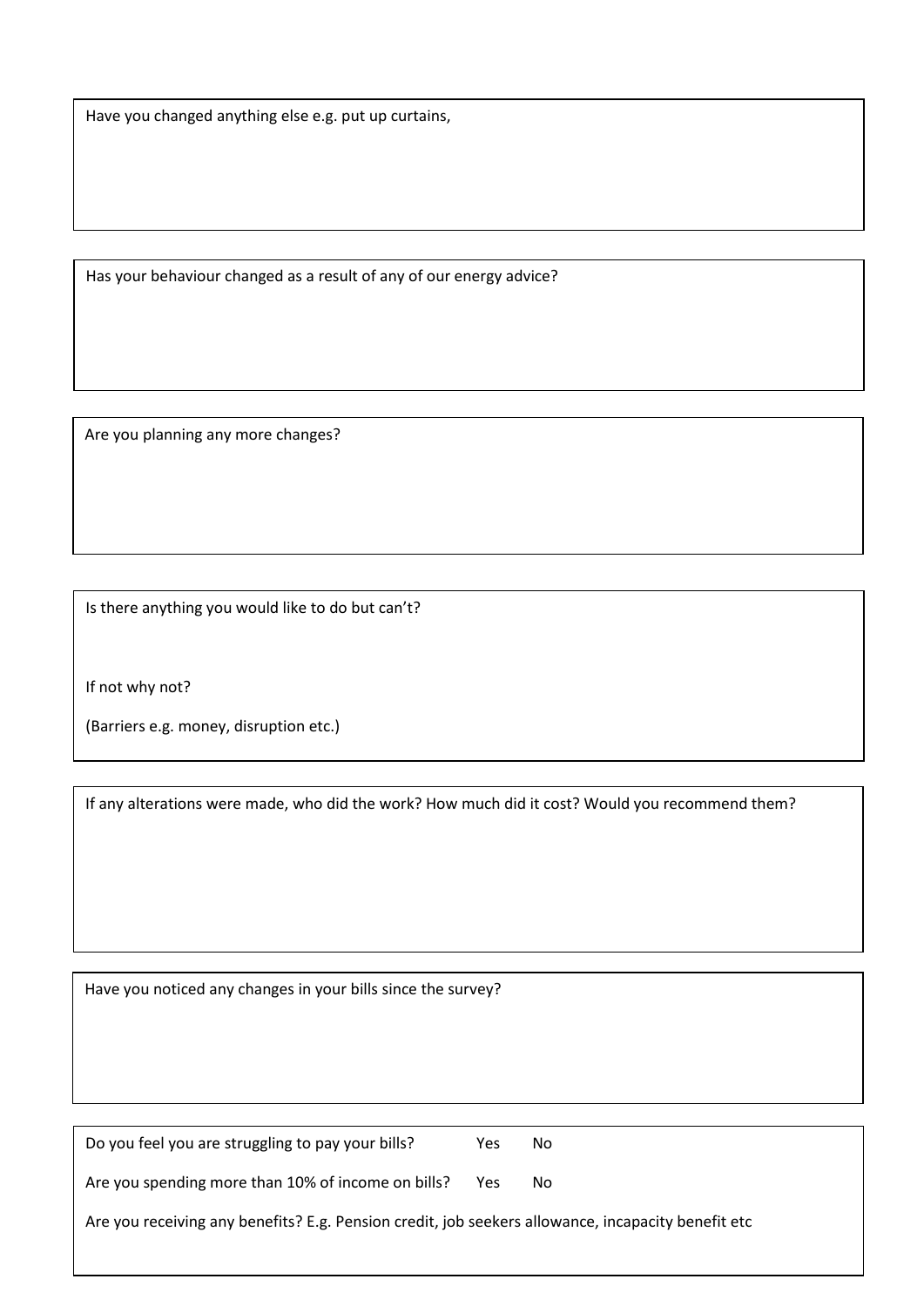Have you changed anything else e.g. put up curtains,

Has your behaviour changed as a result of any of our energy advice?

Are you planning any more changes?

Is there anything you would like to do but can't?

If not why not?

(Barriers e.g. money, disruption etc.)

If any alterations were made, who did the work? How much did it cost? Would you recommend them?

Have you noticed any changes in your bills since the survey?

Do you feel you are struggling to pay your bills? Yes No

Are you spending more than 10% of income on bills? Yes No

Are you receiving any benefits? E.g. Pension credit, job seekers allowance, incapacity benefit etc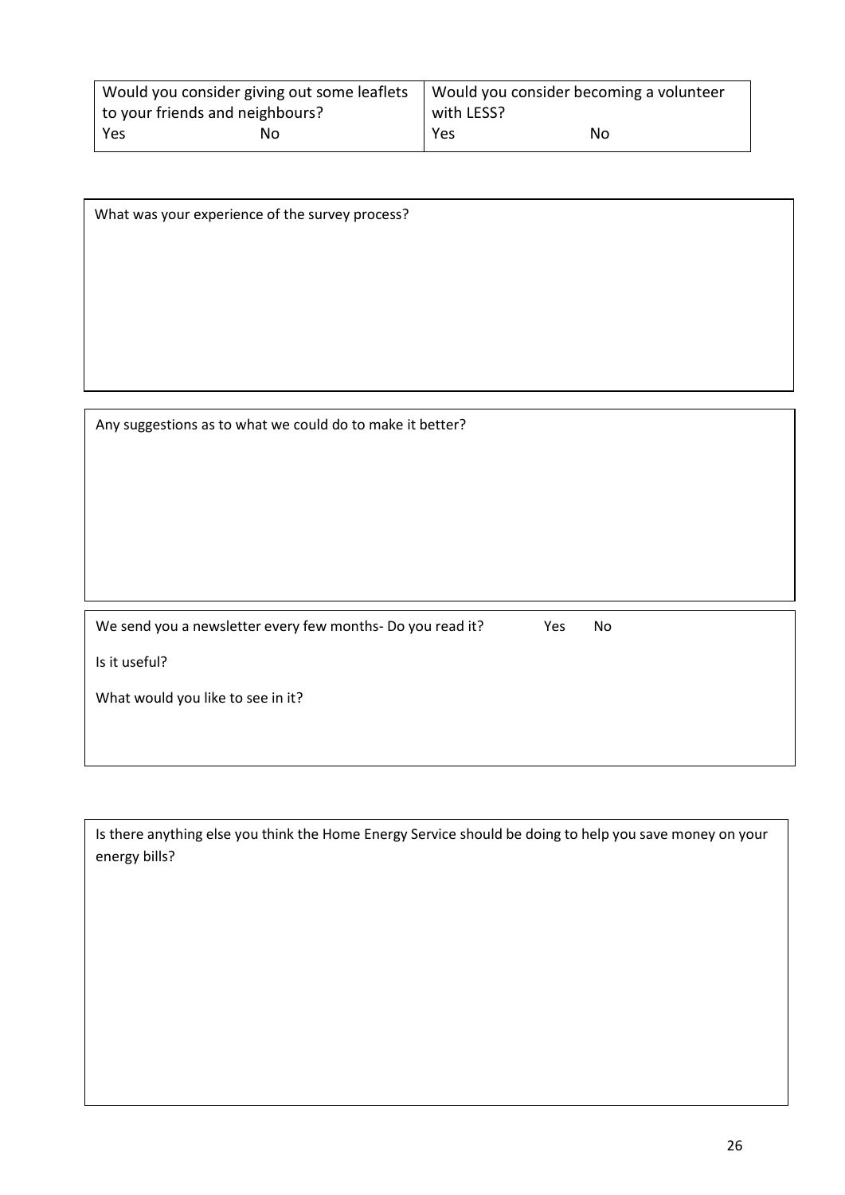| Would you consider giving out some leaflets to your friends and neighbours? | Would you consider becoming a volunteer with LESS? |
| --- | --- |
| Yes No | Yes No |

What was your experience of the survey process?

Any suggestions as to what we could do to make it better?

We send you a newsletter every few months- Do you read it? Yes No

Is it useful?

What would you like to see in it?

Is there anything else you think the Home Energy Service should be doing to help you save money on your energy bills?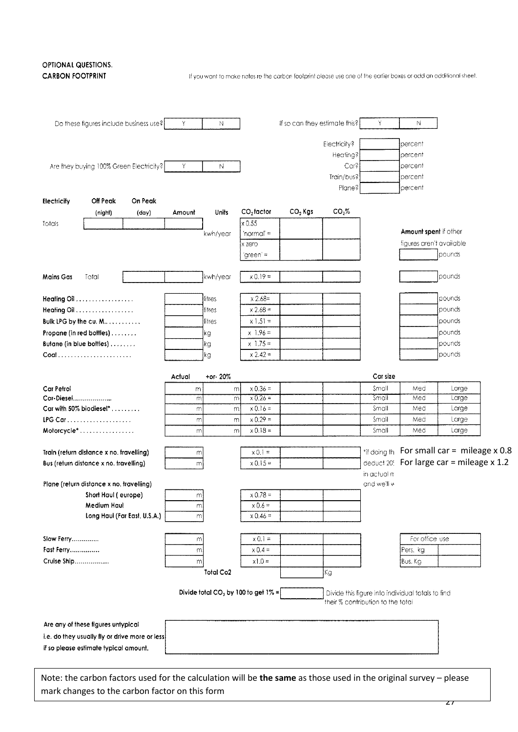**OPTIONAL QUESTIONS.**

**CARBON FOOTPRINT**

If you want to make notes re the carbon footprint please use one of the earlier boxes or add an additional sheet.

Do these figures include business use? Y N

If so can they estimate this? Y N

| | | |
|---|---|---|
| Electricity? | | percent |
| Heating? | | percent |
| Car? | | percent |
| Train/bus? | | percent |
| Plane? | | percent |

Are they buying 100% Green Electricity? Y N

| Electricity | Off Peak (night) | On Peak (day) | Amount | Units | $CO_2$ factor | $CO_2$ Kgs | $CO_2$% | Amount spent if other figures aren't available |
|---|---|---|---|---|---|---|---|---|
| Totals | | | | kwh/year | x 0.55 'normal' = | | | |
| | | | | | x zero 'green' = | | | pounds |
| Mains Gas | Total | | | kwh/year | x 0.19 = | | | pounds |
| Heating Oil........ | | | | litres | x 2.68= | | | pounds |
| Heating Oil........ | | | | litres | x 2.68 = | | | pounds |
| Bulk LPG by the cu. M........ | | | | litres | x 1.51 = | | | pounds |
| Propane (in red bottles)........ | | | | kg | x 1.96 = | | | pounds |
| Butane (in blue bottles)........ | | | | kg | x 1.75 = | | | pounds |
| Coal........ | | | | kg | x 2.42 = | | | pounds |

| | Actual | +or- 20% | | | | Car size | | |
|---|---|---|---|---|---|---|---|---|
| Car Petrol | m | m | x 0.36 = | | | Small | Med | Large |
| Car-Diesel........ | m | m | x 0.26 = | | | Small | Med | Large |
| Car with 50% biodiesel*........ | m | m | x 0.16 = | | | Small | Med | Large |
| LPG Car........ | m | m | x 0.29 = | | | Small | Med | Large |
| Motorcycle*........ | m | m | x 0.18 = | | | Small | Med | Large |

| | | | | |
|---|---|---|---|---|
| Train (return distance x no. travelling) | m | x 0.1 = | | |
| Bus (return distance x no. travelling) | m | x 0.15 = | | |
| Plane (return distance x no. travelling) | | | | |
| Short Haul ( europe) | m | x 0.78 = | | |
| Medium Haul | m | x 0.6 = | | |
| Long Haul (Far East, U.S.A.) | m | x 0.46 = | | |
| Slow Ferry........ | m | x 0.1 = | | |
| Fast Ferry........ | m | x 0.4 = | | |
| Cruise Ship........ | m | x1.0 = | | |
| | Total Co2 | | | Kg |

*if doing th... deduct 20... in actual m... and we'll w...

For small car = mileage x 0.8

For large car = mileage x 1.2

| For office use | |
|---|---|
| Pers. kg | |
| Bus. Kg | |

**Divide total $CO_2$ by 100 to get 1% =** ____ Divide this figure into individual totals to find their % contribution to the total

**Are any of these figures untypical i.e. do they usually fly or drive more or less if so please estimate typical amount.**

Note: the carbon factors used for the calculation will be **the same** as those used in the original survey – please mark changes to the carbon factor on this form